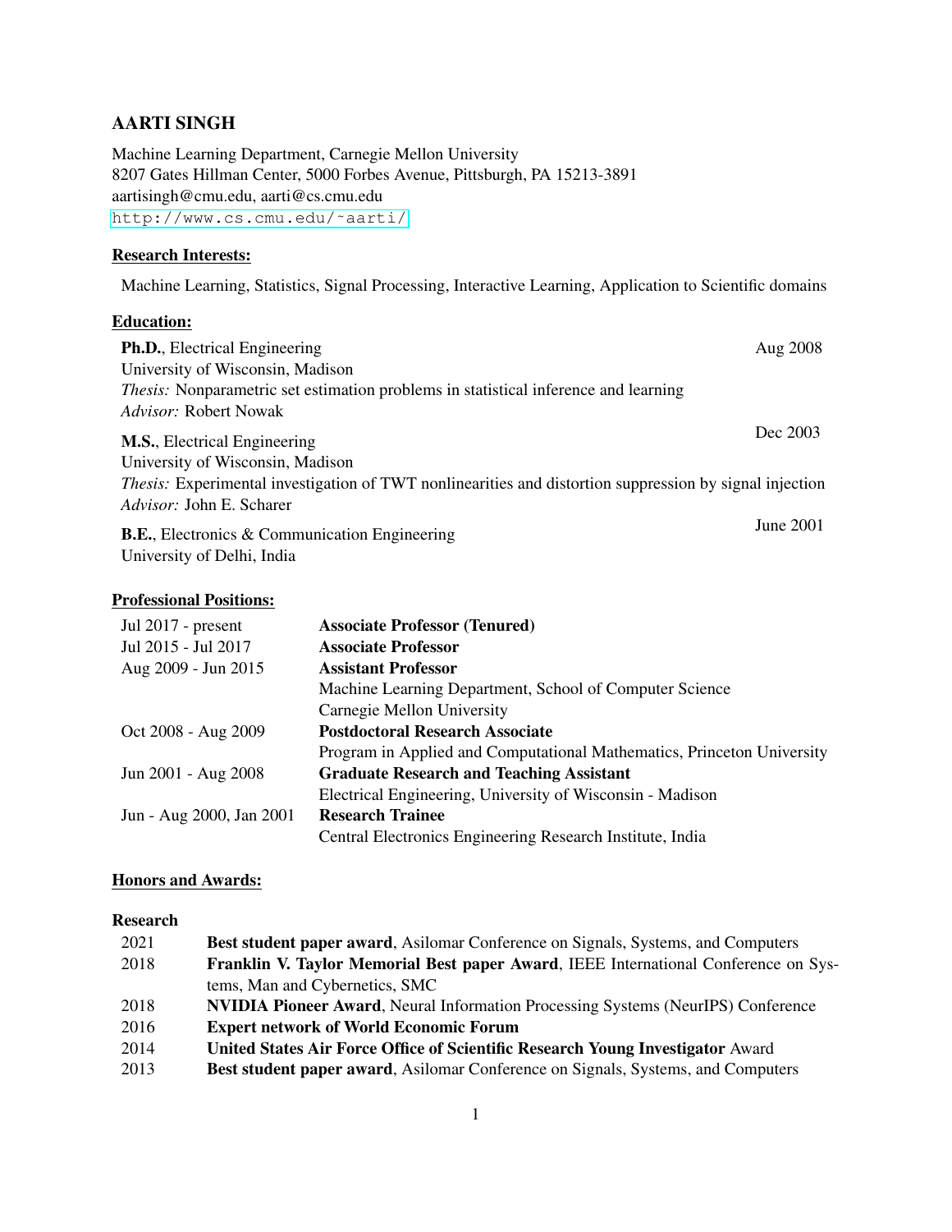# AARTI SINGH

Machine Learning Department, Carnegie Mellon University
8207 Gates Hillman Center, 5000 Forbes Avenue, Pittsburgh, PA 15213-3891
aartisingh@cmu.edu, aarti@cs.cmu.edu
http://www.cs.cmu.edu/~aarti/

## Research Interests:

Machine Learning, Statistics, Signal Processing, Interactive Learning, Application to Scientific domains

## Education:

**Ph.D.**, Electrical Engineering — Aug 2008
University of Wisconsin, Madison
*Thesis:* Nonparametric set estimation problems in statistical inference and learning
*Advisor:* Robert Nowak

**M.S.**, Electrical Engineering — Dec 2003
University of Wisconsin, Madison
*Thesis:* Experimental investigation of TWT nonlinearities and distortion suppression by signal injection
*Advisor:* John E. Scharer

**B.E.**, Electronics & Communication Engineering — June 2001
University of Delhi, India

## Professional Positions:

| | |
|---|---|
| Jul 2017 - present | **Associate Professor (Tenured)** |
| Jul 2015 - Jul 2017 | **Associate Professor** |
| Aug 2009 - Jun 2015 | **Assistant Professor** |
| | Machine Learning Department, School of Computer Science |
| | Carnegie Mellon University |
| Oct 2008 - Aug 2009 | **Postdoctoral Research Associate** |
| | Program in Applied and Computational Mathematics, Princeton University |
| Jun 2001 - Aug 2008 | **Graduate Research and Teaching Assistant** |
| | Electrical Engineering, University of Wisconsin - Madison |
| Jun - Aug 2000, Jan 2001 | **Research Trainee** |
| | Central Electronics Engineering Research Institute, India |

## Honors and Awards:

### Research

| | |
|---|---|
| 2021 | **Best student paper award**, Asilomar Conference on Signals, Systems, and Computers |
| 2018 | **Franklin V. Taylor Memorial Best paper Award**, IEEE International Conference on Systems, Man and Cybernetics, SMC |
| 2018 | **NVIDIA Pioneer Award**, Neural Information Processing Systems (NeurIPS) Conference |
| 2016 | **Expert network of World Economic Forum** |
| 2014 | **United States Air Force Office of Scientific Research Young Investigator** Award |
| 2013 | **Best student paper award**, Asilomar Conference on Signals, Systems, and Computers |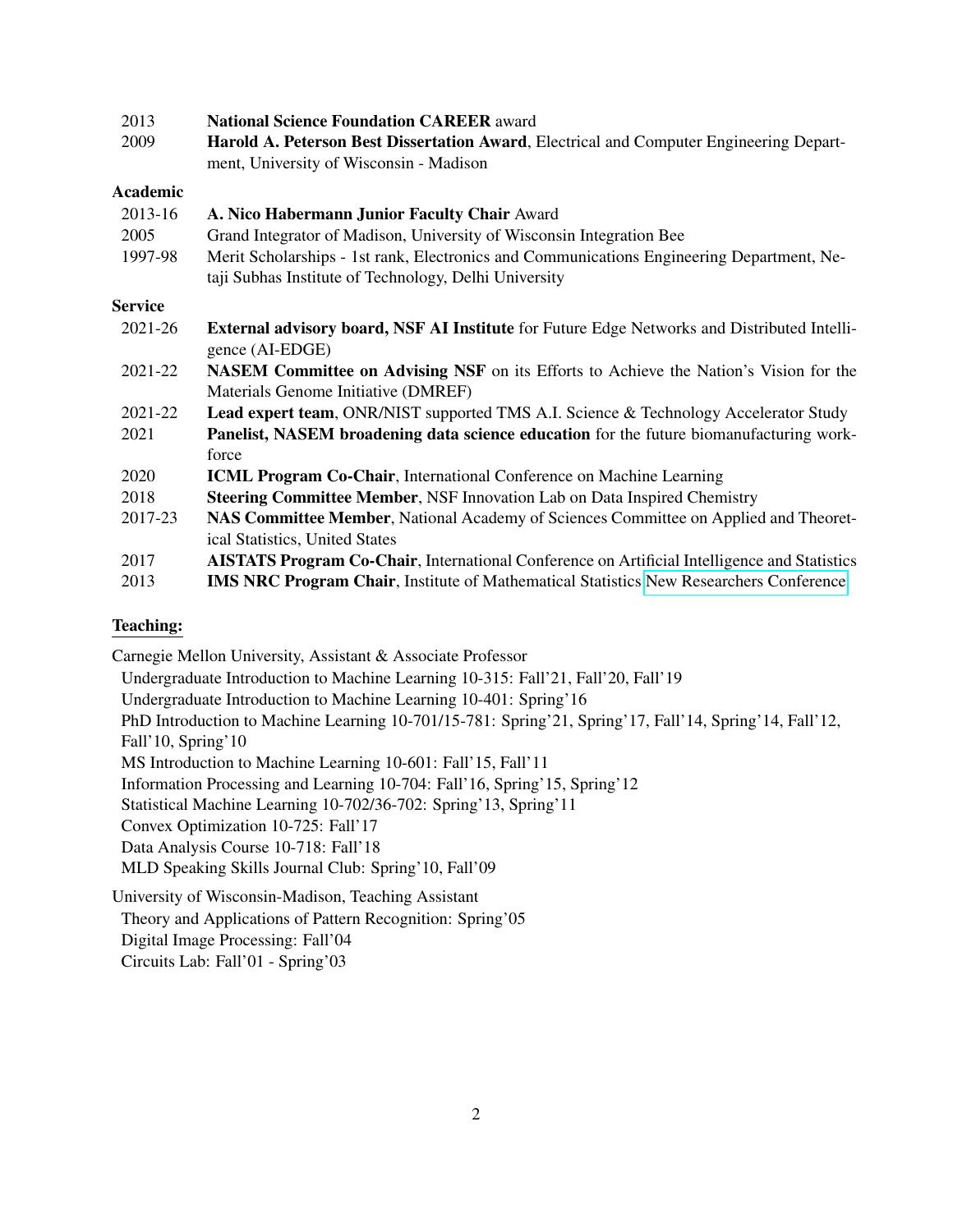2013 **National Science Foundation CAREER** award

2009 **Harold A. Peterson Best Dissertation Award**, Electrical and Computer Engineering Department, University of Wisconsin - Madison

**Academic**

2013-16 **A. Nico Habermann Junior Faculty Chair** Award

2005 Grand Integrator of Madison, University of Wisconsin Integration Bee

1997-98 Merit Scholarships - 1st rank, Electronics and Communications Engineering Department, Netaji Subhas Institute of Technology, Delhi University

**Service**

2021-26 **External advisory board, NSF AI Institute** for Future Edge Networks and Distributed Intelligence (AI-EDGE)

2021-22 **NASEM Committee on Advising NSF** on its Efforts to Achieve the Nation's Vision for the Materials Genome Initiative (DMREF)

2021-22 **Lead expert team**, ONR/NIST supported TMS A.I. Science & Technology Accelerator Study

2021 **Panelist, NASEM broadening data science education** for the future biomanufacturing workforce

2020 **ICML Program Co-Chair**, International Conference on Machine Learning

2018 **Steering Committee Member**, NSF Innovation Lab on Data Inspired Chemistry

2017-23 **NAS Committee Member**, National Academy of Sciences Committee on Applied and Theoretical Statistics, United States

2017 **AISTATS Program Co-Chair**, International Conference on Artificial Intelligence and Statistics

2013 **IMS NRC Program Chair**, Institute of Mathematical Statistics New Researchers Conference

## Teaching:

Carnegie Mellon University, Assistant & Associate Professor

- Undergraduate Introduction to Machine Learning 10-315: Fall'21, Fall'20, Fall'19
- Undergraduate Introduction to Machine Learning 10-401: Spring'16
- PhD Introduction to Machine Learning 10-701/15-781: Spring'21, Spring'17, Fall'14, Spring'14, Fall'12, Fall'10, Spring'10
- MS Introduction to Machine Learning 10-601: Fall'15, Fall'11
- Information Processing and Learning 10-704: Fall'16, Spring'15, Spring'12
- Statistical Machine Learning 10-702/36-702: Spring'13, Spring'11
- Convex Optimization 10-725: Fall'17
- Data Analysis Course 10-718: Fall'18
- MLD Speaking Skills Journal Club: Spring'10, Fall'09

University of Wisconsin-Madison, Teaching Assistant

- Theory and Applications of Pattern Recognition: Spring'05
- Digital Image Processing: Fall'04
- Circuits Lab: Fall'01 - Spring'03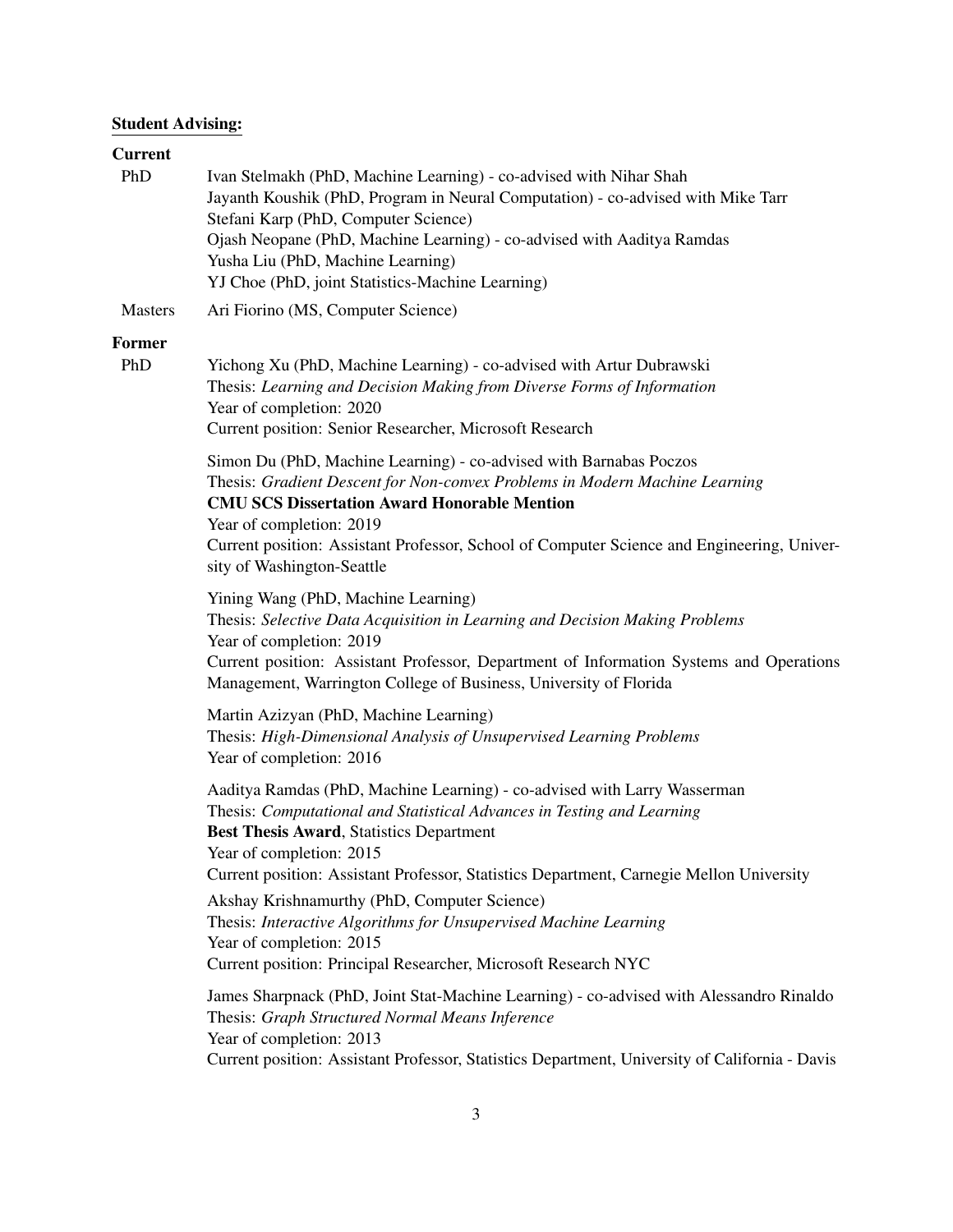## Student Advising:

### Current

**PhD**

Ivan Stelmakh (PhD, Machine Learning) - co-advised with Nihar Shah
Jayanth Koushik (PhD, Program in Neural Computation) - co-advised with Mike Tarr
Stefani Karp (PhD, Computer Science)
Ojash Neopane (PhD, Machine Learning) - co-advised with Aaditya Ramdas
Yusha Liu (PhD, Machine Learning)
YJ Choe (PhD, joint Statistics-Machine Learning)

**Masters**

Ari Fiorino (MS, Computer Science)

### Former

**PhD**

Yichong Xu (PhD, Machine Learning) - co-advised with Artur Dubrawski
Thesis: *Learning and Decision Making from Diverse Forms of Information*
Year of completion: 2020
Current position: Senior Researcher, Microsoft Research

Simon Du (PhD, Machine Learning) - co-advised with Barnabas Poczos
Thesis: *Gradient Descent for Non-convex Problems in Modern Machine Learning*
**CMU SCS Dissertation Award Honorable Mention**
Year of completion: 2019
Current position: Assistant Professor, School of Computer Science and Engineering, University of Washington-Seattle

Yining Wang (PhD, Machine Learning)
Thesis: *Selective Data Acquisition in Learning and Decision Making Problems*
Year of completion: 2019
Current position: Assistant Professor, Department of Information Systems and Operations Management, Warrington College of Business, University of Florida

Martin Azizyan (PhD, Machine Learning)
Thesis: *High-Dimensional Analysis of Unsupervised Learning Problems*
Year of completion: 2016

Aaditya Ramdas (PhD, Machine Learning) - co-advised with Larry Wasserman
Thesis: *Computational and Statistical Advances in Testing and Learning*
**Best Thesis Award**, Statistics Department
Year of completion: 2015
Current position: Assistant Professor, Statistics Department, Carnegie Mellon University

Akshay Krishnamurthy (PhD, Computer Science)
Thesis: *Interactive Algorithms for Unsupervised Machine Learning*
Year of completion: 2015
Current position: Principal Researcher, Microsoft Research NYC

James Sharpnack (PhD, Joint Stat-Machine Learning) - co-advised with Alessandro Rinaldo
Thesis: *Graph Structured Normal Means Inference*
Year of completion: 2013
Current position: Assistant Professor, Statistics Department, University of California - Davis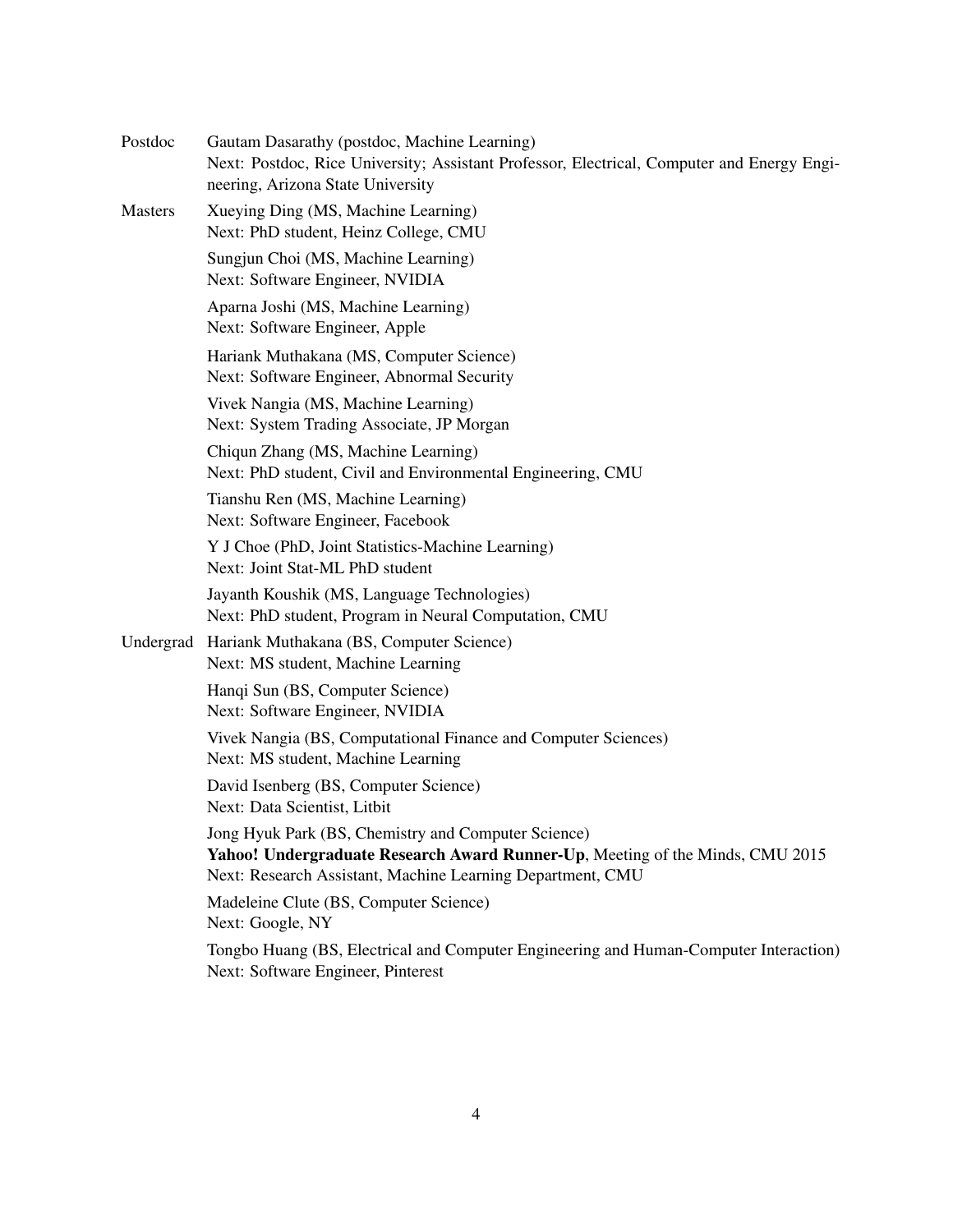Postdoc

Gautam Dasarathy (postdoc, Machine Learning)
Next: Postdoc, Rice University; Assistant Professor, Electrical, Computer and Energy Engineering, Arizona State University

Masters

Xueying Ding (MS, Machine Learning)
Next: PhD student, Heinz College, CMU

Sungjun Choi (MS, Machine Learning)
Next: Software Engineer, NVIDIA

Aparna Joshi (MS, Machine Learning)
Next: Software Engineer, Apple

Hariank Muthakana (MS, Computer Science)
Next: Software Engineer, Abnormal Security

Vivek Nangia (MS, Machine Learning)
Next: System Trading Associate, JP Morgan

Chiqun Zhang (MS, Machine Learning)
Next: PhD student, Civil and Environmental Engineering, CMU

Tianshu Ren (MS, Machine Learning)
Next: Software Engineer, Facebook

Y J Choe (PhD, Joint Statistics-Machine Learning)
Next: Joint Stat-ML PhD student

Jayanth Koushik (MS, Language Technologies)
Next: PhD student, Program in Neural Computation, CMU

Undergrad

Hariank Muthakana (BS, Computer Science)
Next: MS student, Machine Learning

Hanqi Sun (BS, Computer Science)
Next: Software Engineer, NVIDIA

Vivek Nangia (BS, Computational Finance and Computer Sciences)
Next: MS student, Machine Learning

David Isenberg (BS, Computer Science)
Next: Data Scientist, Litbit

Jong Hyuk Park (BS, Chemistry and Computer Science)
**Yahoo! Undergraduate Research Award Runner-Up**, Meeting of the Minds, CMU 2015
Next: Research Assistant, Machine Learning Department, CMU

Madeleine Clute (BS, Computer Science)
Next: Google, NY

Tongbo Huang (BS, Electrical and Computer Engineering and Human-Computer Interaction)
Next: Software Engineer, Pinterest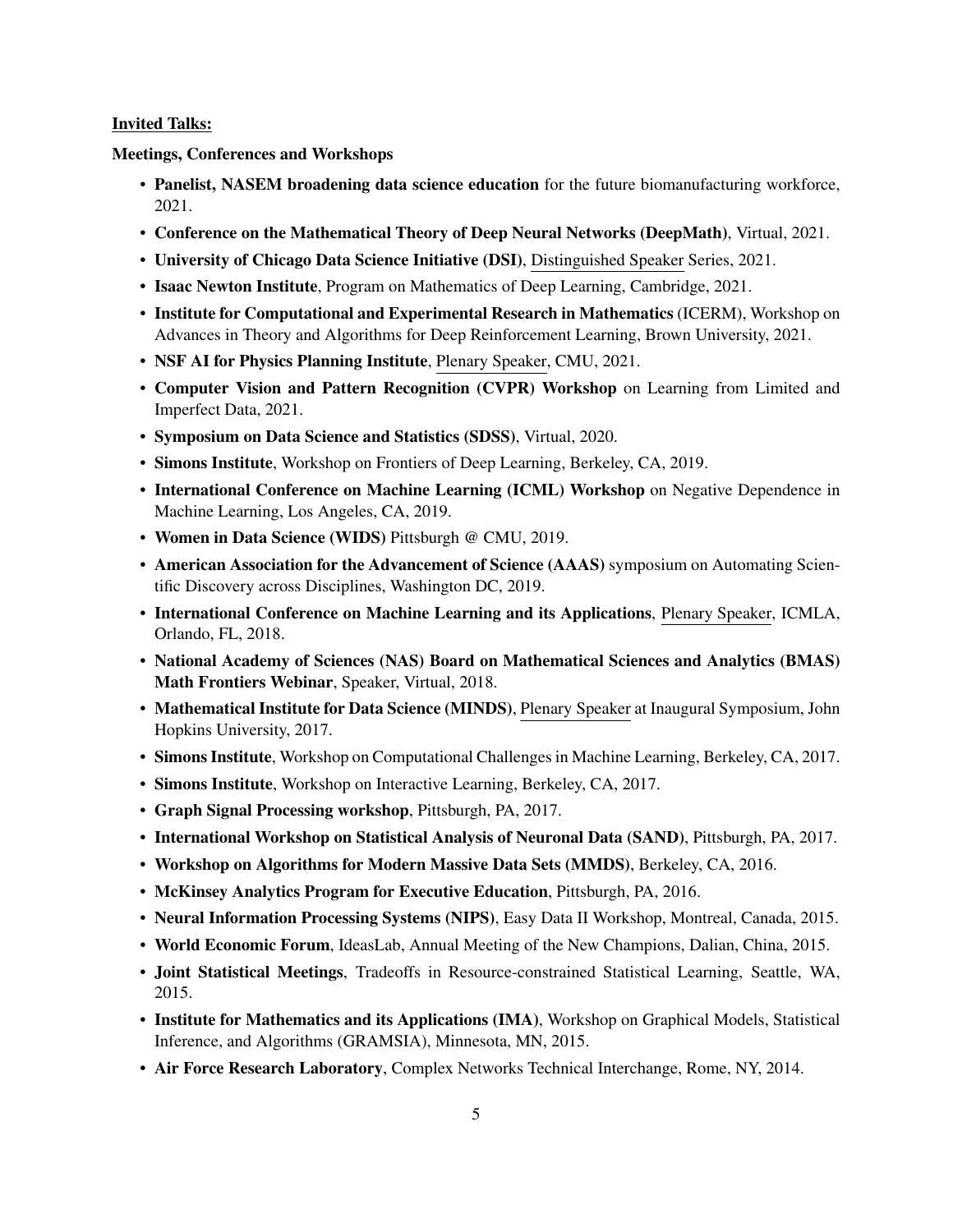**Invited Talks:**

**Meetings, Conferences and Workshops**

- **Panelist, NASEM broadening data science education** for the future biomanufacturing workforce, 2021.
- **Conference on the Mathematical Theory of Deep Neural Networks (DeepMath)**, Virtual, 2021.
- **University of Chicago Data Science Initiative (DSI)**, Distinguished Speaker Series, 2021.
- **Isaac Newton Institute**, Program on Mathematics of Deep Learning, Cambridge, 2021.
- **Institute for Computational and Experimental Research in Mathematics** (ICERM), Workshop on Advances in Theory and Algorithms for Deep Reinforcement Learning, Brown University, 2021.
- **NSF AI for Physics Planning Institute**, Plenary Speaker, CMU, 2021.
- **Computer Vision and Pattern Recognition (CVPR) Workshop** on Learning from Limited and Imperfect Data, 2021.
- **Symposium on Data Science and Statistics (SDSS)**, Virtual, 2020.
- **Simons Institute**, Workshop on Frontiers of Deep Learning, Berkeley, CA, 2019.
- **International Conference on Machine Learning (ICML) Workshop** on Negative Dependence in Machine Learning, Los Angeles, CA, 2019.
- **Women in Data Science (WIDS)** Pittsburgh @ CMU, 2019.
- **American Association for the Advancement of Science (AAAS)** symposium on Automating Scientific Discovery across Disciplines, Washington DC, 2019.
- **International Conference on Machine Learning and its Applications**, Plenary Speaker, ICMLA, Orlando, FL, 2018.
- **National Academy of Sciences (NAS) Board on Mathematical Sciences and Analytics (BMAS) Math Frontiers Webinar**, Speaker, Virtual, 2018.
- **Mathematical Institute for Data Science (MINDS)**, Plenary Speaker at Inaugural Symposium, John Hopkins University, 2017.
- **Simons Institute**, Workshop on Computational Challenges in Machine Learning, Berkeley, CA, 2017.
- **Simons Institute**, Workshop on Interactive Learning, Berkeley, CA, 2017.
- **Graph Signal Processing workshop**, Pittsburgh, PA, 2017.
- **International Workshop on Statistical Analysis of Neuronal Data (SAND)**, Pittsburgh, PA, 2017.
- **Workshop on Algorithms for Modern Massive Data Sets (MMDS)**, Berkeley, CA, 2016.
- **McKinsey Analytics Program for Executive Education**, Pittsburgh, PA, 2016.
- **Neural Information Processing Systems (NIPS)**, Easy Data II Workshop, Montreal, Canada, 2015.
- **World Economic Forum**, IdeasLab, Annual Meeting of the New Champions, Dalian, China, 2015.
- **Joint Statistical Meetings**, Tradeoffs in Resource-constrained Statistical Learning, Seattle, WA, 2015.
- **Institute for Mathematics and its Applications (IMA)**, Workshop on Graphical Models, Statistical Inference, and Algorithms (GRAMSIA), Minnesota, MN, 2015.
- **Air Force Research Laboratory**, Complex Networks Technical Interchange, Rome, NY, 2014.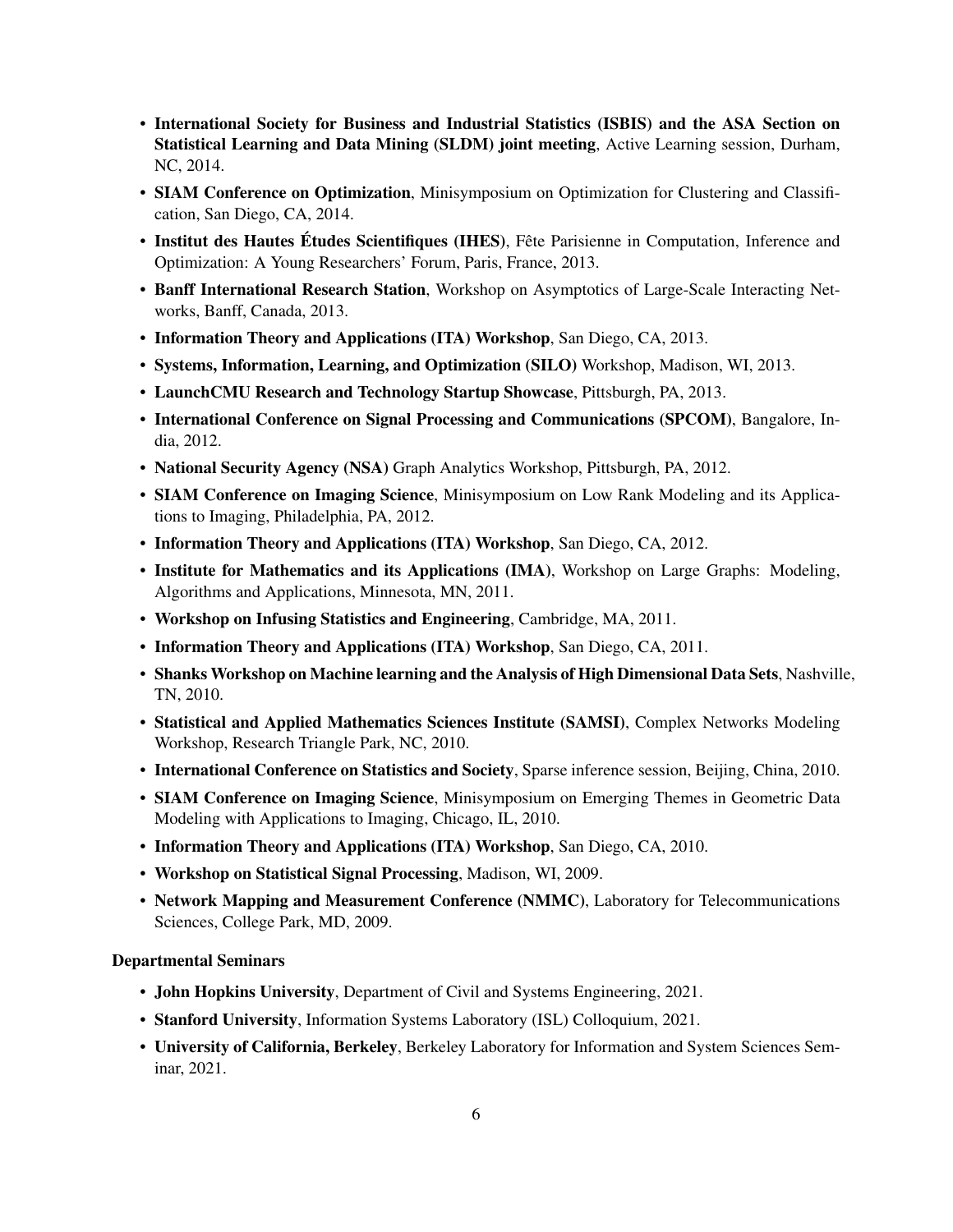- **International Society for Business and Industrial Statistics (ISBIS) and the ASA Section on Statistical Learning and Data Mining (SLDM) joint meeting**, Active Learning session, Durham, NC, 2014.
- **SIAM Conference on Optimization**, Minisymposium on Optimization for Clustering and Classification, San Diego, CA, 2014.
- **Institut des Hautes Études Scientifiques (IHES)**, Fête Parisienne in Computation, Inference and Optimization: A Young Researchers' Forum, Paris, France, 2013.
- **Banff International Research Station**, Workshop on Asymptotics of Large-Scale Interacting Networks, Banff, Canada, 2013.
- **Information Theory and Applications (ITA) Workshop**, San Diego, CA, 2013.
- **Systems, Information, Learning, and Optimization (SILO)** Workshop, Madison, WI, 2013.
- **LaunchCMU Research and Technology Startup Showcase**, Pittsburgh, PA, 2013.
- **International Conference on Signal Processing and Communications (SPCOM)**, Bangalore, India, 2012.
- **National Security Agency (NSA)** Graph Analytics Workshop, Pittsburgh, PA, 2012.
- **SIAM Conference on Imaging Science**, Minisymposium on Low Rank Modeling and its Applications to Imaging, Philadelphia, PA, 2012.
- **Information Theory and Applications (ITA) Workshop**, San Diego, CA, 2012.
- **Institute for Mathematics and its Applications (IMA)**, Workshop on Large Graphs: Modeling, Algorithms and Applications, Minnesota, MN, 2011.
- **Workshop on Infusing Statistics and Engineering**, Cambridge, MA, 2011.
- **Information Theory and Applications (ITA) Workshop**, San Diego, CA, 2011.
- **Shanks Workshop on Machine learning and the Analysis of High Dimensional Data Sets**, Nashville, TN, 2010.
- **Statistical and Applied Mathematics Sciences Institute (SAMSI)**, Complex Networks Modeling Workshop, Research Triangle Park, NC, 2010.
- **International Conference on Statistics and Society**, Sparse inference session, Beijing, China, 2010.
- **SIAM Conference on Imaging Science**, Minisymposium on Emerging Themes in Geometric Data Modeling with Applications to Imaging, Chicago, IL, 2010.
- **Information Theory and Applications (ITA) Workshop**, San Diego, CA, 2010.
- **Workshop on Statistical Signal Processing**, Madison, WI, 2009.
- **Network Mapping and Measurement Conference (NMMC)**, Laboratory for Telecommunications Sciences, College Park, MD, 2009.

**Departmental Seminars**

- **John Hopkins University**, Department of Civil and Systems Engineering, 2021.
- **Stanford University**, Information Systems Laboratory (ISL) Colloquium, 2021.
- **University of California, Berkeley**, Berkeley Laboratory for Information and System Sciences Seminar, 2021.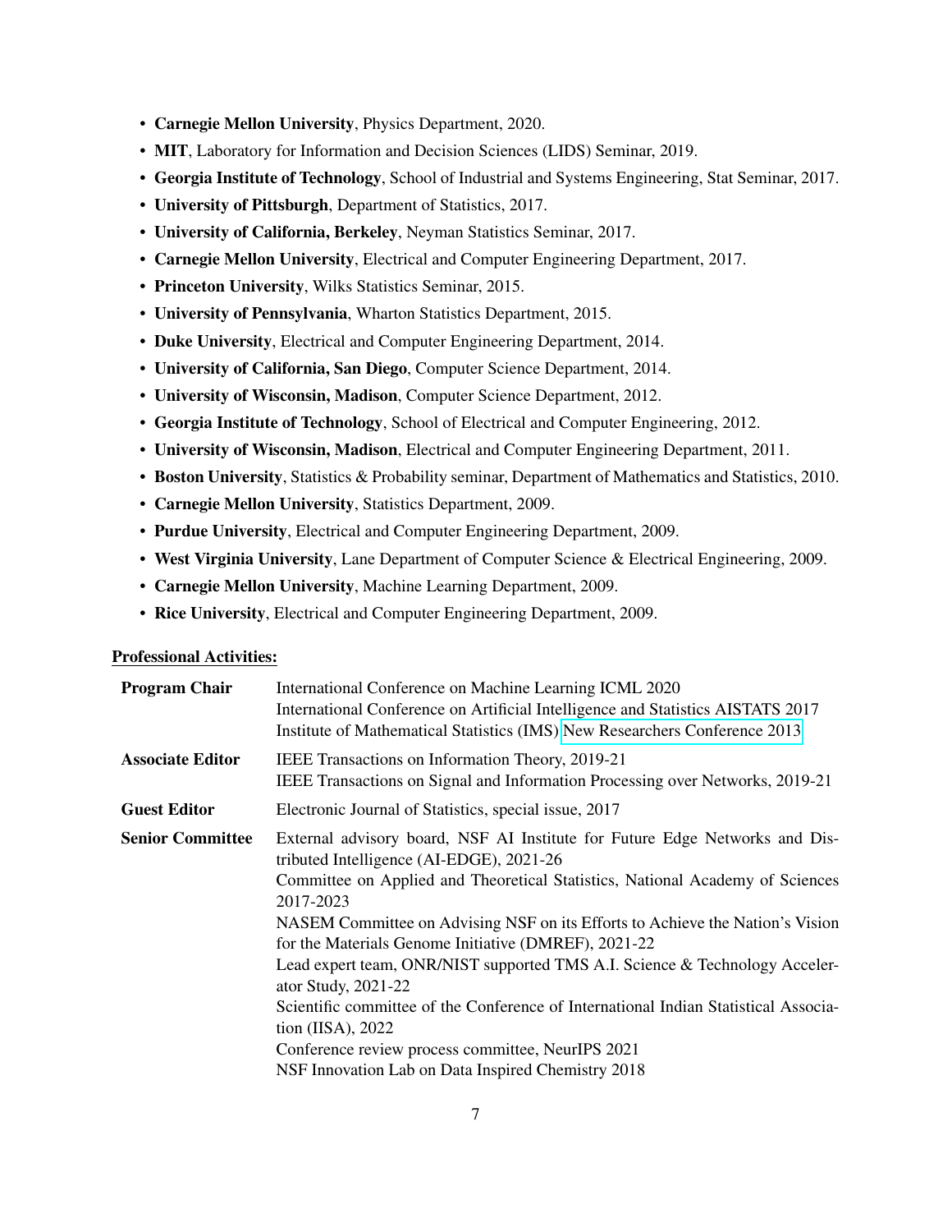- **Carnegie Mellon University**, Physics Department, 2020.
- **MIT**, Laboratory for Information and Decision Sciences (LIDS) Seminar, 2019.
- **Georgia Institute of Technology**, School of Industrial and Systems Engineering, Stat Seminar, 2017.
- **University of Pittsburgh**, Department of Statistics, 2017.
- **University of California, Berkeley**, Neyman Statistics Seminar, 2017.
- **Carnegie Mellon University**, Electrical and Computer Engineering Department, 2017.
- **Princeton University**, Wilks Statistics Seminar, 2015.
- **University of Pennsylvania**, Wharton Statistics Department, 2015.
- **Duke University**, Electrical and Computer Engineering Department, 2014.
- **University of California, San Diego**, Computer Science Department, 2014.
- **University of Wisconsin, Madison**, Computer Science Department, 2012.
- **Georgia Institute of Technology**, School of Electrical and Computer Engineering, 2012.
- **University of Wisconsin, Madison**, Electrical and Computer Engineering Department, 2011.
- **Boston University**, Statistics & Probability seminar, Department of Mathematics and Statistics, 2010.
- **Carnegie Mellon University**, Statistics Department, 2009.
- **Purdue University**, Electrical and Computer Engineering Department, 2009.
- **West Virginia University**, Lane Department of Computer Science & Electrical Engineering, 2009.
- **Carnegie Mellon University**, Machine Learning Department, 2009.
- **Rice University**, Electrical and Computer Engineering Department, 2009.

## Professional Activities:

**Program Chair**
International Conference on Machine Learning ICML 2020
International Conference on Artificial Intelligence and Statistics AISTATS 2017
Institute of Mathematical Statistics (IMS) New Researchers Conference 2013

**Associate Editor**
IEEE Transactions on Information Theory, 2019-21
IEEE Transactions on Signal and Information Processing over Networks, 2019-21

**Guest Editor**
Electronic Journal of Statistics, special issue, 2017

**Senior Committee**
External advisory board, NSF AI Institute for Future Edge Networks and Distributed Intelligence (AI-EDGE), 2021-26
Committee on Applied and Theoretical Statistics, National Academy of Sciences 2017-2023
NASEM Committee on Advising NSF on its Efforts to Achieve the Nation's Vision for the Materials Genome Initiative (DMREF), 2021-22
Lead expert team, ONR/NIST supported TMS A.I. Science & Technology Accelerator Study, 2021-22
Scientific committee of the Conference of International Indian Statistical Association (IISA), 2022
Conference review process committee, NeurIPS 2021
NSF Innovation Lab on Data Inspired Chemistry 2018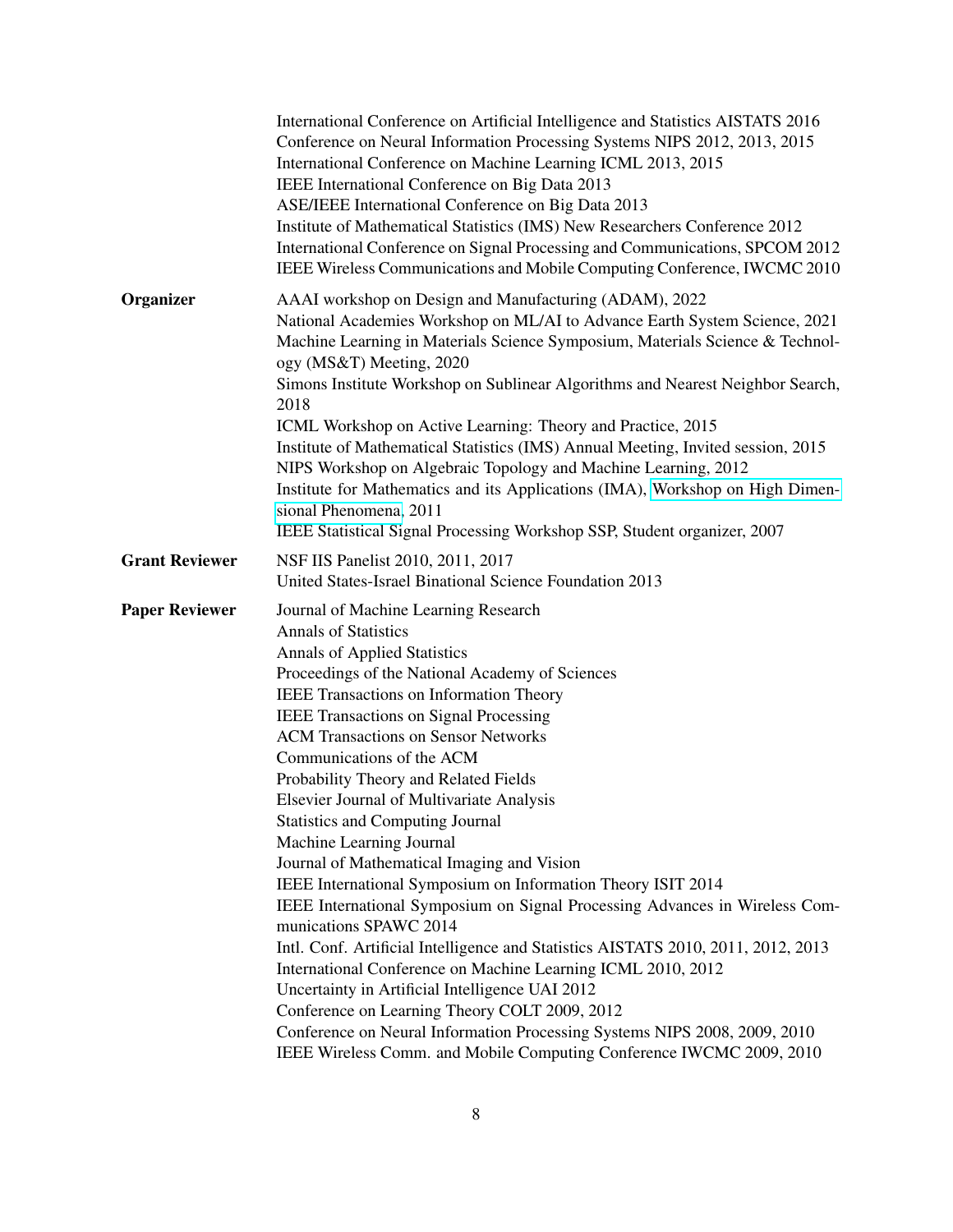International Conference on Artificial Intelligence and Statistics AISTATS 2016
Conference on Neural Information Processing Systems NIPS 2012, 2013, 2015
International Conference on Machine Learning ICML 2013, 2015
IEEE International Conference on Big Data 2013
ASE/IEEE International Conference on Big Data 2013
Institute of Mathematical Statistics (IMS) New Researchers Conference 2012
International Conference on Signal Processing and Communications, SPCOM 2012
IEEE Wireless Communications and Mobile Computing Conference, IWCMC 2010

**Organizer**

AAAI workshop on Design and Manufacturing (ADAM), 2022
National Academies Workshop on ML/AI to Advance Earth System Science, 2021
Machine Learning in Materials Science Symposium, Materials Science & Technology (MS&T) Meeting, 2020
Simons Institute Workshop on Sublinear Algorithms and Nearest Neighbor Search, 2018
ICML Workshop on Active Learning: Theory and Practice, 2015
Institute of Mathematical Statistics (IMS) Annual Meeting, Invited session, 2015
NIPS Workshop on Algebraic Topology and Machine Learning, 2012
Institute for Mathematics and its Applications (IMA), Workshop on High Dimensional Phenomena, 2011
IEEE Statistical Signal Processing Workshop SSP, Student organizer, 2007

**Grant Reviewer**

NSF IIS Panelist 2010, 2011, 2017
United States-Israel Binational Science Foundation 2013

**Paper Reviewer**

Journal of Machine Learning Research
Annals of Statistics
Annals of Applied Statistics
Proceedings of the National Academy of Sciences
IEEE Transactions on Information Theory
IEEE Transactions on Signal Processing
ACM Transactions on Sensor Networks
Communications of the ACM
Probability Theory and Related Fields
Elsevier Journal of Multivariate Analysis
Statistics and Computing Journal
Machine Learning Journal
Journal of Mathematical Imaging and Vision
IEEE International Symposium on Information Theory ISIT 2014
IEEE International Symposium on Signal Processing Advances in Wireless Communications SPAWC 2014
Intl. Conf. Artificial Intelligence and Statistics AISTATS 2010, 2011, 2012, 2013
International Conference on Machine Learning ICML 2010, 2012
Uncertainty in Artificial Intelligence UAI 2012
Conference on Learning Theory COLT 2009, 2012
Conference on Neural Information Processing Systems NIPS 2008, 2009, 2010
IEEE Wireless Comm. and Mobile Computing Conference IWCMC 2009, 2010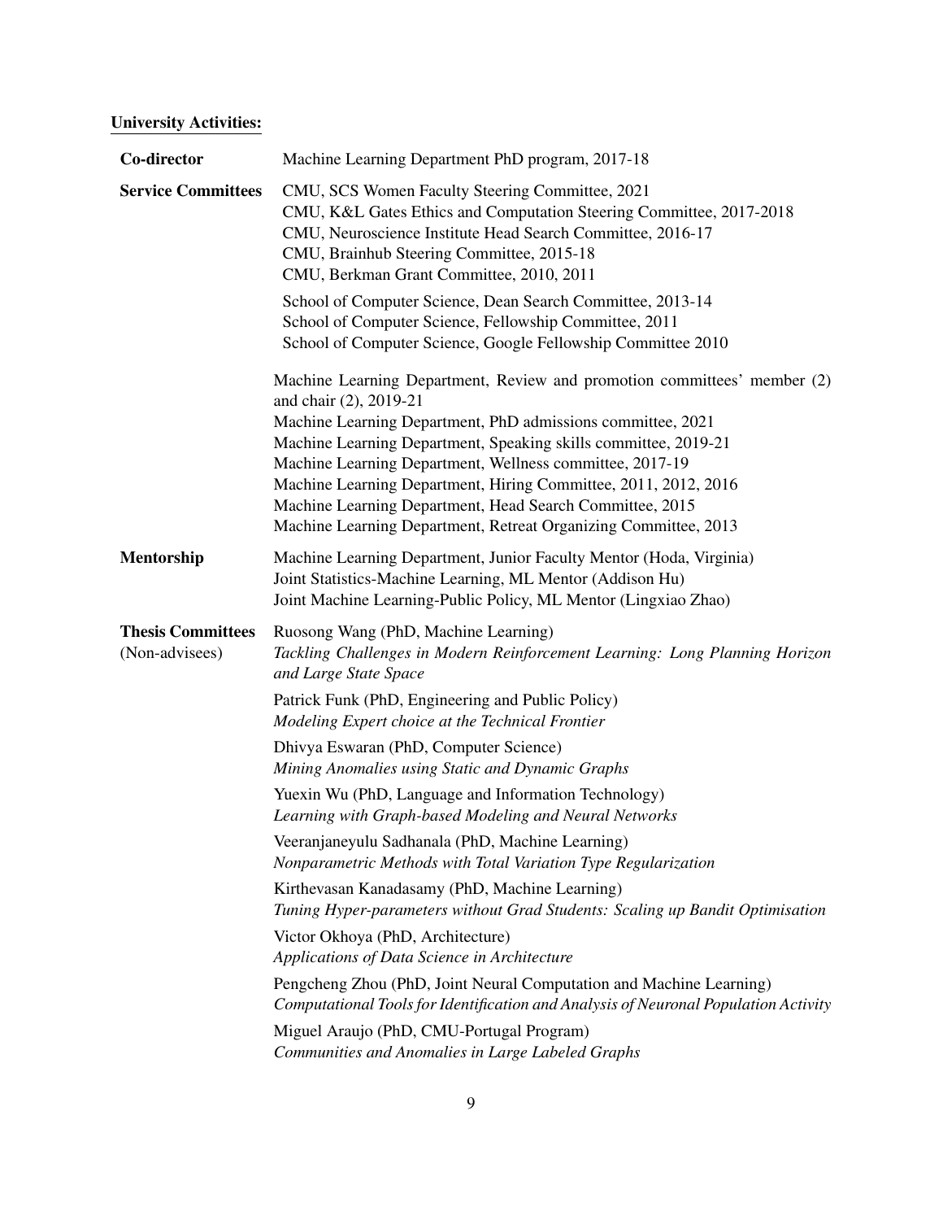## University Activities:

**Co-director**
Machine Learning Department PhD program, 2017-18

**Service Committees**
CMU, SCS Women Faculty Steering Committee, 2021
CMU, K&L Gates Ethics and Computation Steering Committee, 2017-2018
CMU, Neuroscience Institute Head Search Committee, 2016-17
CMU, Brainhub Steering Committee, 2015-18
CMU, Berkman Grant Committee, 2010, 2011

School of Computer Science, Dean Search Committee, 2013-14
School of Computer Science, Fellowship Committee, 2011
School of Computer Science, Google Fellowship Committee 2010

Machine Learning Department, Review and promotion committees' member (2) and chair (2), 2019-21
Machine Learning Department, PhD admissions committee, 2021
Machine Learning Department, Speaking skills committee, 2019-21
Machine Learning Department, Wellness committee, 2017-19
Machine Learning Department, Hiring Committee, 2011, 2012, 2016
Machine Learning Department, Head Search Committee, 2015
Machine Learning Department, Retreat Organizing Committee, 2013

**Mentorship**
Machine Learning Department, Junior Faculty Mentor (Hoda, Virginia)
Joint Statistics-Machine Learning, ML Mentor (Addison Hu)
Joint Machine Learning-Public Policy, ML Mentor (Lingxiao Zhao)

**Thesis Committees (Non-advisees)**

Ruosong Wang (PhD, Machine Learning)
*Tackling Challenges in Modern Reinforcement Learning: Long Planning Horizon and Large State Space*

Patrick Funk (PhD, Engineering and Public Policy)
*Modeling Expert choice at the Technical Frontier*

Dhivya Eswaran (PhD, Computer Science)
*Mining Anomalies using Static and Dynamic Graphs*

Yuexin Wu (PhD, Language and Information Technology)
*Learning with Graph-based Modeling and Neural Networks*

Veeranjaneyulu Sadhanala (PhD, Machine Learning)
*Nonparametric Methods with Total Variation Type Regularization*

Kirthevasan Kanadasamy (PhD, Machine Learning)
*Tuning Hyper-parameters without Grad Students: Scaling up Bandit Optimisation*

Victor Okhoya (PhD, Architecture)
*Applications of Data Science in Architecture*

Pengcheng Zhou (PhD, Joint Neural Computation and Machine Learning)
*Computational Tools for Identification and Analysis of Neuronal Population Activity*

Miguel Araujo (PhD, CMU-Portugal Program)
*Communities and Anomalies in Large Labeled Graphs*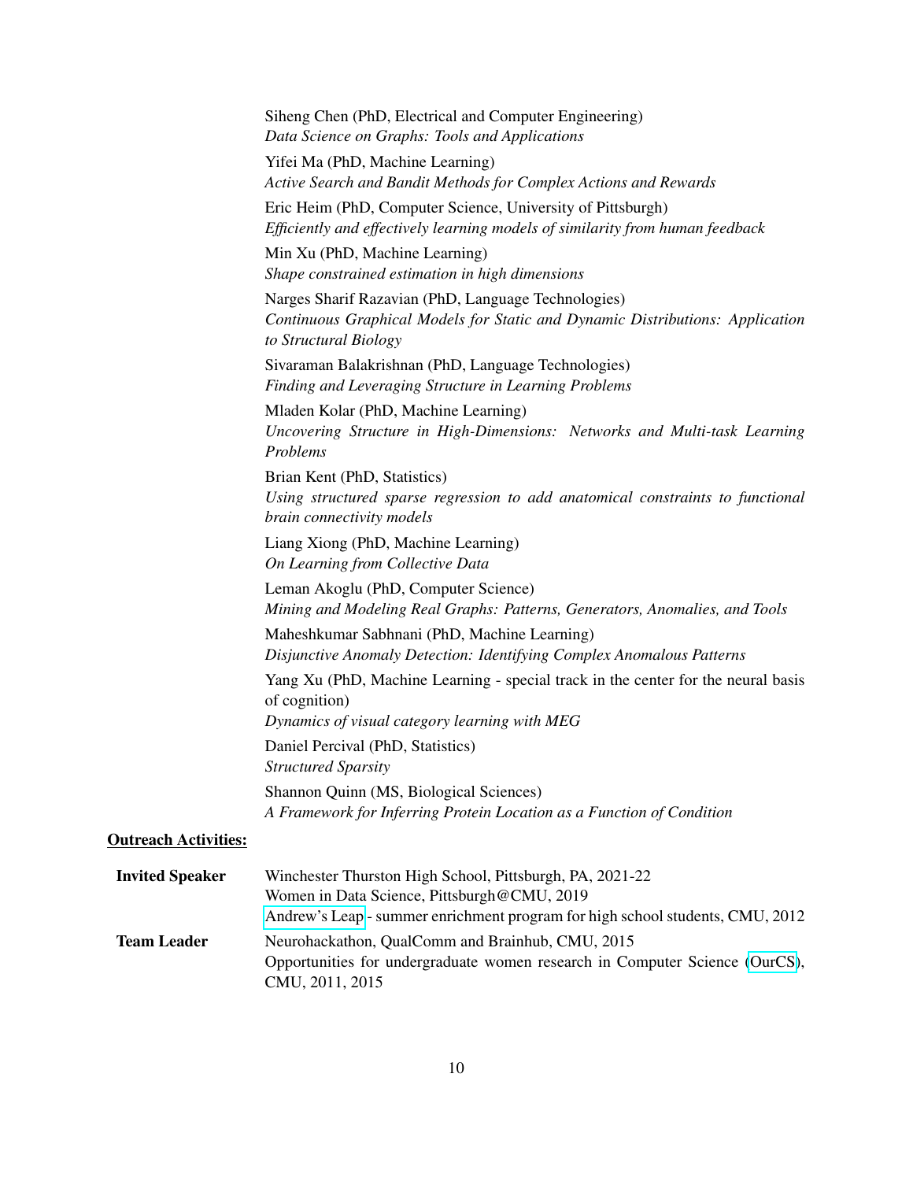Siheng Chen (PhD, Electrical and Computer Engineering)
*Data Science on Graphs: Tools and Applications*

Yifei Ma (PhD, Machine Learning)
*Active Search and Bandit Methods for Complex Actions and Rewards*

Eric Heim (PhD, Computer Science, University of Pittsburgh)
*Efficiently and effectively learning models of similarity from human feedback*

Min Xu (PhD, Machine Learning)
*Shape constrained estimation in high dimensions*

Narges Sharif Razavian (PhD, Language Technologies)
*Continuous Graphical Models for Static and Dynamic Distributions: Application to Structural Biology*

Sivaraman Balakrishnan (PhD, Language Technologies)
*Finding and Leveraging Structure in Learning Problems*

Mladen Kolar (PhD, Machine Learning)
*Uncovering Structure in High-Dimensions: Networks and Multi-task Learning Problems*

Brian Kent (PhD, Statistics)
*Using structured sparse regression to add anatomical constraints to functional brain connectivity models*

Liang Xiong (PhD, Machine Learning)
*On Learning from Collective Data*

Leman Akoglu (PhD, Computer Science)
*Mining and Modeling Real Graphs: Patterns, Generators, Anomalies, and Tools*

Maheshkumar Sabhnani (PhD, Machine Learning)
*Disjunctive Anomaly Detection: Identifying Complex Anomalous Patterns*

Yang Xu (PhD, Machine Learning - special track in the center for the neural basis of cognition)
*Dynamics of visual category learning with MEG*

Daniel Percival (PhD, Statistics)
*Structured Sparsity*

Shannon Quinn (MS, Biological Sciences)
*A Framework for Inferring Protein Location as a Function of Condition*

## Outreach Activities:

**Invited Speaker**
Winchester Thurston High School, Pittsburgh, PA, 2021-22
Women in Data Science, Pittsburgh@CMU, 2019
Andrew's Leap - summer enrichment program for high school students, CMU, 2012

**Team Leader**
Neurohackathon, QualComm and Brainhub, CMU, 2015
Opportunities for undergraduate women research in Computer Science (OurCS), CMU, 2011, 2015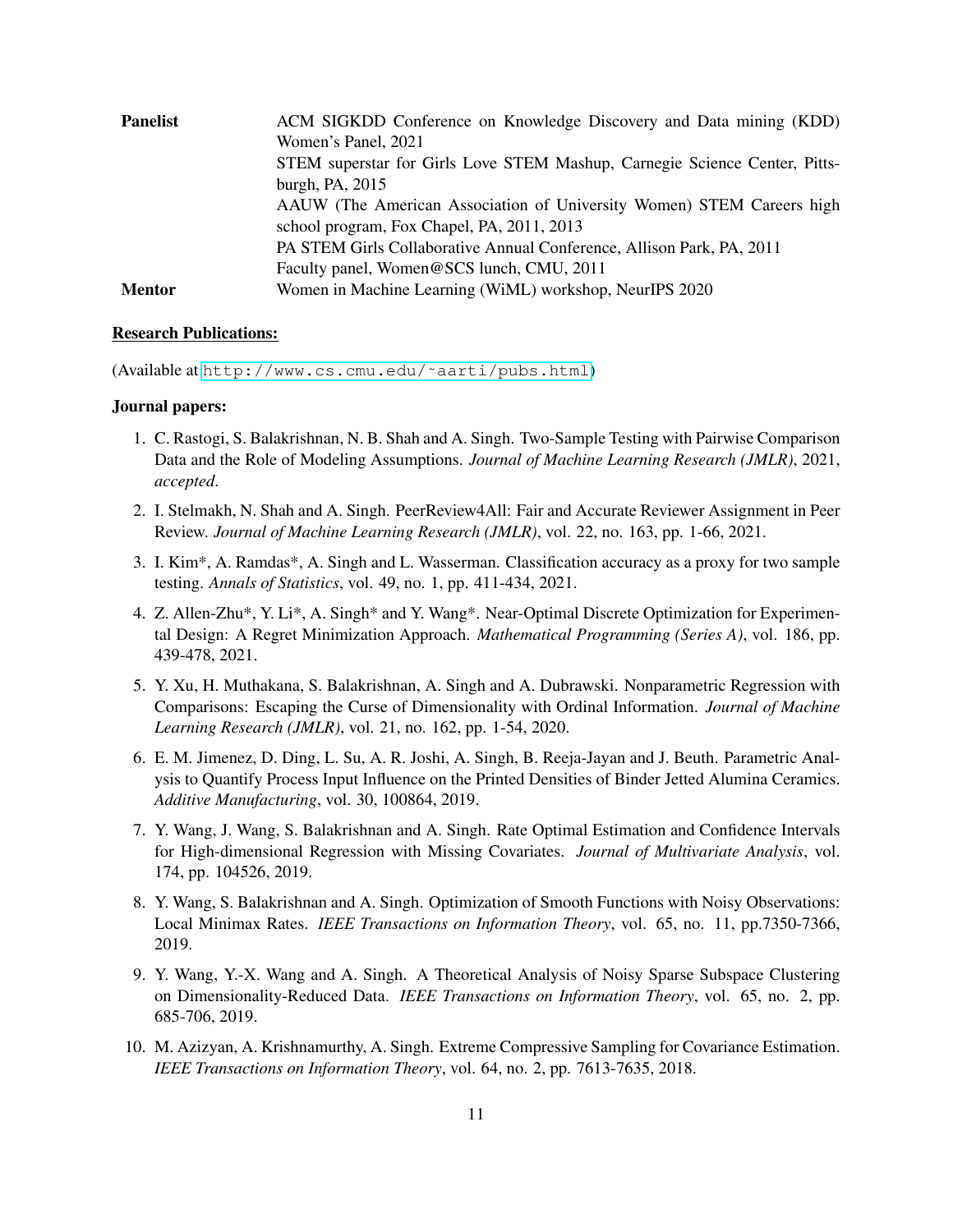| | |
|---|---|
| **Panelist** | ACM SIGKDD Conference on Knowledge Discovery and Data mining (KDD) Women's Panel, 2021 |
| | STEM superstar for Girls Love STEM Mashup, Carnegie Science Center, Pittsburgh, PA, 2015 |
| | AAUW (The American Association of University Women) STEM Careers high school program, Fox Chapel, PA, 2011, 2013 |
| | PA STEM Girls Collaborative Annual Conference, Allison Park, PA, 2011 |
| | Faculty panel, Women@SCS lunch, CMU, 2011 |
| **Mentor** | Women in Machine Learning (WiML) workshop, NeurIPS 2020 |

**<u>Research Publications:</u>**

(Available at http://www.cs.cmu.edu/~aarti/pubs.html)

**Journal papers:**

1. C. Rastogi, S. Balakrishnan, N. B. Shah and A. Singh. Two-Sample Testing with Pairwise Comparison Data and the Role of Modeling Assumptions. *Journal of Machine Learning Research (JMLR)*, 2021, *accepted*.
2. I. Stelmakh, N. Shah and A. Singh. PeerReview4All: Fair and Accurate Reviewer Assignment in Peer Review. *Journal of Machine Learning Research (JMLR)*, vol. 22, no. 163, pp. 1-66, 2021.
3. I. Kim*, A. Ramdas*, A. Singh and L. Wasserman. Classification accuracy as a proxy for two sample testing. *Annals of Statistics*, vol. 49, no. 1, pp. 411-434, 2021.
4. Z. Allen-Zhu*, Y. Li*, A. Singh* and Y. Wang*. Near-Optimal Discrete Optimization for Experimental Design: A Regret Minimization Approach. *Mathematical Programming (Series A)*, vol. 186, pp. 439-478, 2021.
5. Y. Xu, H. Muthakana, S. Balakrishnan, A. Singh and A. Dubrawski. Nonparametric Regression with Comparisons: Escaping the Curse of Dimensionality with Ordinal Information. *Journal of Machine Learning Research (JMLR)*, vol. 21, no. 162, pp. 1-54, 2020.
6. E. M. Jimenez, D. Ding, L. Su, A. R. Joshi, A. Singh, B. Reeja-Jayan and J. Beuth. Parametric Analysis to Quantify Process Input Influence on the Printed Densities of Binder Jetted Alumina Ceramics. *Additive Manufacturing*, vol. 30, 100864, 2019.
7. Y. Wang, J. Wang, S. Balakrishnan and A. Singh. Rate Optimal Estimation and Confidence Intervals for High-dimensional Regression with Missing Covariates. *Journal of Multivariate Analysis*, vol. 174, pp. 104526, 2019.
8. Y. Wang, S. Balakrishnan and A. Singh. Optimization of Smooth Functions with Noisy Observations: Local Minimax Rates. *IEEE Transactions on Information Theory*, vol. 65, no. 11, pp.7350-7366, 2019.
9. Y. Wang, Y.-X. Wang and A. Singh. A Theoretical Analysis of Noisy Sparse Subspace Clustering on Dimensionality-Reduced Data. *IEEE Transactions on Information Theory*, vol. 65, no. 2, pp. 685-706, 2019.
10. M. Azizyan, A. Krishnamurthy, A. Singh. Extreme Compressive Sampling for Covariance Estimation. *IEEE Transactions on Information Theory*, vol. 64, no. 2, pp. 7613-7635, 2018.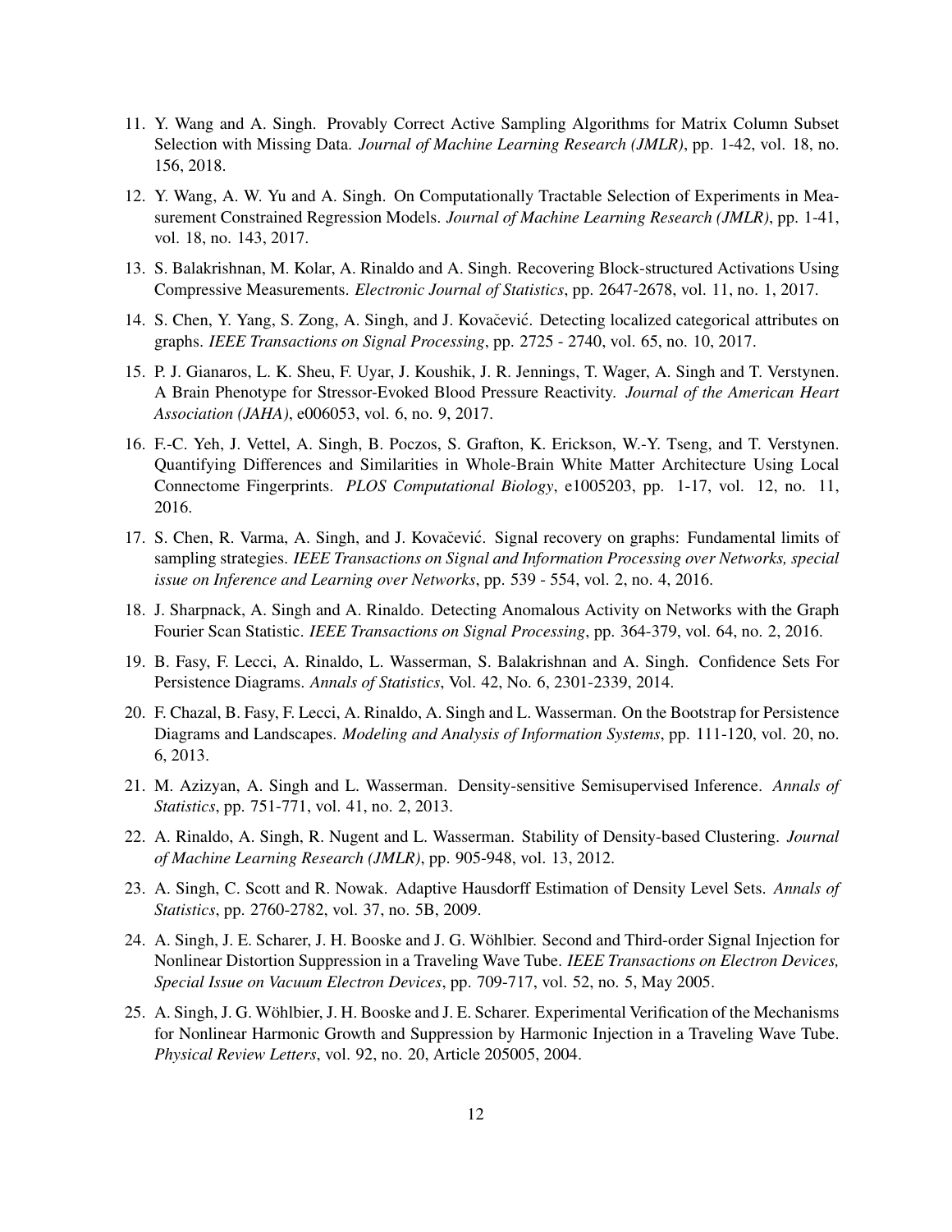11. Y. Wang and A. Singh. Provably Correct Active Sampling Algorithms for Matrix Column Subset Selection with Missing Data. *Journal of Machine Learning Research (JMLR)*, pp. 1-42, vol. 18, no. 156, 2018.

12. Y. Wang, A. W. Yu and A. Singh. On Computationally Tractable Selection of Experiments in Measurement Constrained Regression Models. *Journal of Machine Learning Research (JMLR)*, pp. 1-41, vol. 18, no. 143, 2017.

13. S. Balakrishnan, M. Kolar, A. Rinaldo and A. Singh. Recovering Block-structured Activations Using Compressive Measurements. *Electronic Journal of Statistics*, pp. 2647-2678, vol. 11, no. 1, 2017.

14. S. Chen, Y. Yang, S. Zong, A. Singh, and J. Kovačević. Detecting localized categorical attributes on graphs. *IEEE Transactions on Signal Processing*, pp. 2725 - 2740, vol. 65, no. 10, 2017.

15. P. J. Gianaros, L. K. Sheu, F. Uyar, J. Koushik, J. R. Jennings, T. Wager, A. Singh and T. Verstynen. A Brain Phenotype for Stressor-Evoked Blood Pressure Reactivity. *Journal of the American Heart Association (JAHA)*, e006053, vol. 6, no. 9, 2017.

16. F.-C. Yeh, J. Vettel, A. Singh, B. Poczos, S. Grafton, K. Erickson, W.-Y. Tseng, and T. Verstynen. Quantifying Differences and Similarities in Whole-Brain White Matter Architecture Using Local Connectome Fingerprints. *PLOS Computational Biology*, e1005203, pp. 1-17, vol. 12, no. 11, 2016.

17. S. Chen, R. Varma, A. Singh, and J. Kovačević. Signal recovery on graphs: Fundamental limits of sampling strategies. *IEEE Transactions on Signal and Information Processing over Networks, special issue on Inference and Learning over Networks*, pp. 539 - 554, vol. 2, no. 4, 2016.

18. J. Sharpnack, A. Singh and A. Rinaldo. Detecting Anomalous Activity on Networks with the Graph Fourier Scan Statistic. *IEEE Transactions on Signal Processing*, pp. 364-379, vol. 64, no. 2, 2016.

19. B. Fasy, F. Lecci, A. Rinaldo, L. Wasserman, S. Balakrishnan and A. Singh. Confidence Sets For Persistence Diagrams. *Annals of Statistics*, Vol. 42, No. 6, 2301-2339, 2014.

20. F. Chazal, B. Fasy, F. Lecci, A. Rinaldo, A. Singh and L. Wasserman. On the Bootstrap for Persistence Diagrams and Landscapes. *Modeling and Analysis of Information Systems*, pp. 111-120, vol. 20, no. 6, 2013.

21. M. Azizyan, A. Singh and L. Wasserman. Density-sensitive Semisupervised Inference. *Annals of Statistics*, pp. 751-771, vol. 41, no. 2, 2013.

22. A. Rinaldo, A. Singh, R. Nugent and L. Wasserman. Stability of Density-based Clustering. *Journal of Machine Learning Research (JMLR)*, pp. 905-948, vol. 13, 2012.

23. A. Singh, C. Scott and R. Nowak. Adaptive Hausdorff Estimation of Density Level Sets. *Annals of Statistics*, pp. 2760-2782, vol. 37, no. 5B, 2009.

24. A. Singh, J. E. Scharer, J. H. Booske and J. G. Wöhlbier. Second and Third-order Signal Injection for Nonlinear Distortion Suppression in a Traveling Wave Tube. *IEEE Transactions on Electron Devices, Special Issue on Vacuum Electron Devices*, pp. 709-717, vol. 52, no. 5, May 2005.

25. A. Singh, J. G. Wöhlbier, J. H. Booske and J. E. Scharer. Experimental Verification of the Mechanisms for Nonlinear Harmonic Growth and Suppression by Harmonic Injection in a Traveling Wave Tube. *Physical Review Letters*, vol. 92, no. 20, Article 205005, 2004.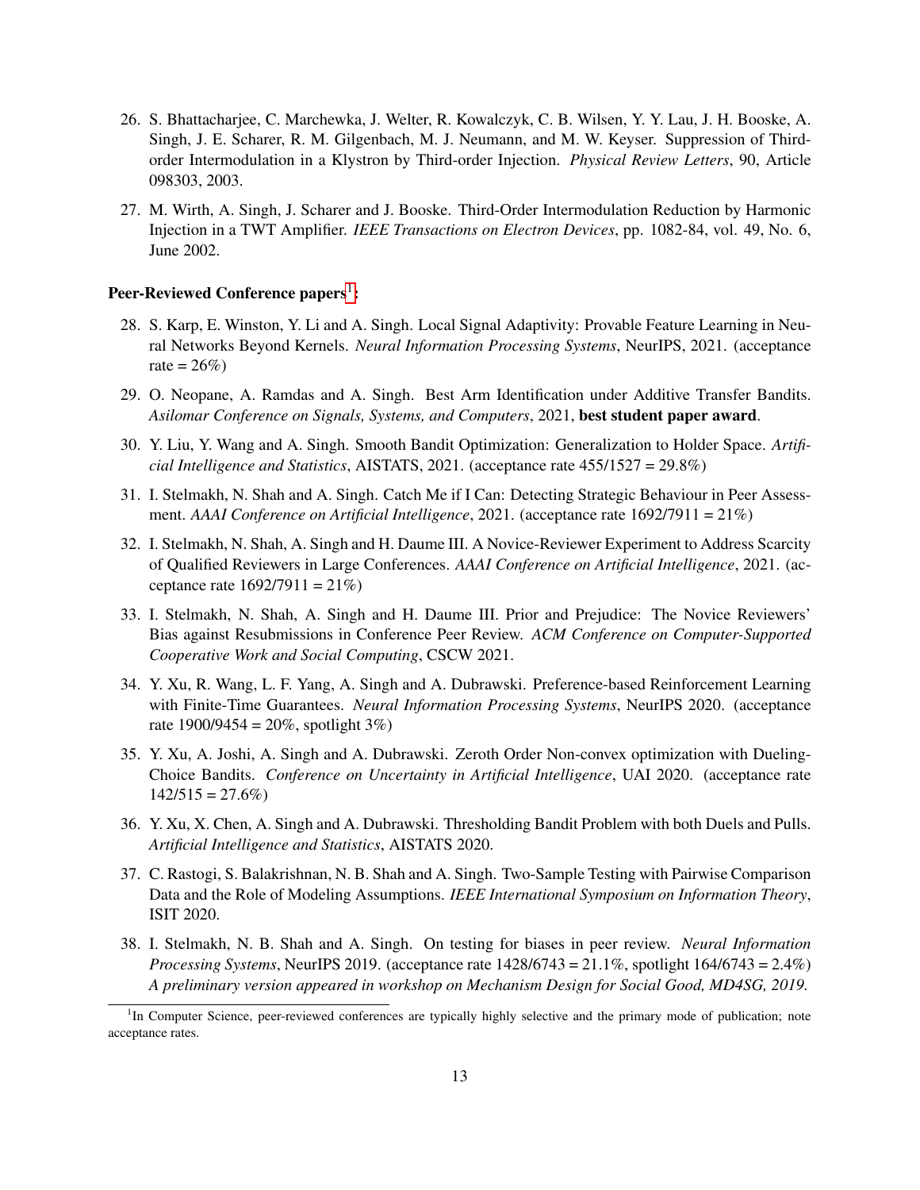26. S. Bhattacharjee, C. Marchewka, J. Welter, R. Kowalczyk, C. B. Wilsen, Y. Y. Lau, J. H. Booske, A. Singh, J. E. Scharer, R. M. Gilgenbach, M. J. Neumann, and M. W. Keyser. Suppression of Third-order Intermodulation in a Klystron by Third-order Injection. *Physical Review Letters*, 90, Article 098303, 2003.

27. M. Wirth, A. Singh, J. Scharer and J. Booske. Third-Order Intermodulation Reduction by Harmonic Injection in a TWT Amplifier. *IEEE Transactions on Electron Devices*, pp. 1082-84, vol. 49, No. 6, June 2002.

**Peer-Reviewed Conference papers[1]:**

28. S. Karp, E. Winston, Y. Li and A. Singh. Local Signal Adaptivity: Provable Feature Learning in Neural Networks Beyond Kernels. *Neural Information Processing Systems*, NeurIPS, 2021. (acceptance rate = 26%)

29. O. Neopane, A. Ramdas and A. Singh. Best Arm Identification under Additive Transfer Bandits. *Asilomar Conference on Signals, Systems, and Computers*, 2021, **best student paper award**.

30. Y. Liu, Y. Wang and A. Singh. Smooth Bandit Optimization: Generalization to Holder Space. *Artificial Intelligence and Statistics*, AISTATS, 2021. (acceptance rate 455/1527 = 29.8%)

31. I. Stelmakh, N. Shah and A. Singh. Catch Me if I Can: Detecting Strategic Behaviour in Peer Assessment. *AAAI Conference on Artificial Intelligence*, 2021. (acceptance rate 1692/7911 = 21%)

32. I. Stelmakh, N. Shah, A. Singh and H. Daume III. A Novice-Reviewer Experiment to Address Scarcity of Qualified Reviewers in Large Conferences. *AAAI Conference on Artificial Intelligence*, 2021. (acceptance rate 1692/7911 = 21%)

33. I. Stelmakh, N. Shah, A. Singh and H. Daume III. Prior and Prejudice: The Novice Reviewers' Bias against Resubmissions in Conference Peer Review. *ACM Conference on Computer-Supported Cooperative Work and Social Computing*, CSCW 2021.

34. Y. Xu, R. Wang, L. F. Yang, A. Singh and A. Dubrawski. Preference-based Reinforcement Learning with Finite-Time Guarantees. *Neural Information Processing Systems*, NeurIPS 2020. (acceptance rate 1900/9454 = 20%, spotlight 3%)

35. Y. Xu, A. Joshi, A. Singh and A. Dubrawski. Zeroth Order Non-convex optimization with Dueling-Choice Bandits. *Conference on Uncertainty in Artificial Intelligence*, UAI 2020. (acceptance rate 142/515 = 27.6%)

36. Y. Xu, X. Chen, A. Singh and A. Dubrawski. Thresholding Bandit Problem with both Duels and Pulls. *Artificial Intelligence and Statistics*, AISTATS 2020.

37. C. Rastogi, S. Balakrishnan, N. B. Shah and A. Singh. Two-Sample Testing with Pairwise Comparison Data and the Role of Modeling Assumptions. *IEEE International Symposium on Information Theory*, ISIT 2020.

38. I. Stelmakh, N. B. Shah and A. Singh. On testing for biases in peer review. *Neural Information Processing Systems*, NeurIPS 2019. (acceptance rate 1428/6743 = 21.1%, spotlight 164/6743 = 2.4%) *A preliminary version appeared in workshop on Mechanism Design for Social Good, MD4SG, 2019.*

[1]In Computer Science, peer-reviewed conferences are typically highly selective and the primary mode of publication; note acceptance rates.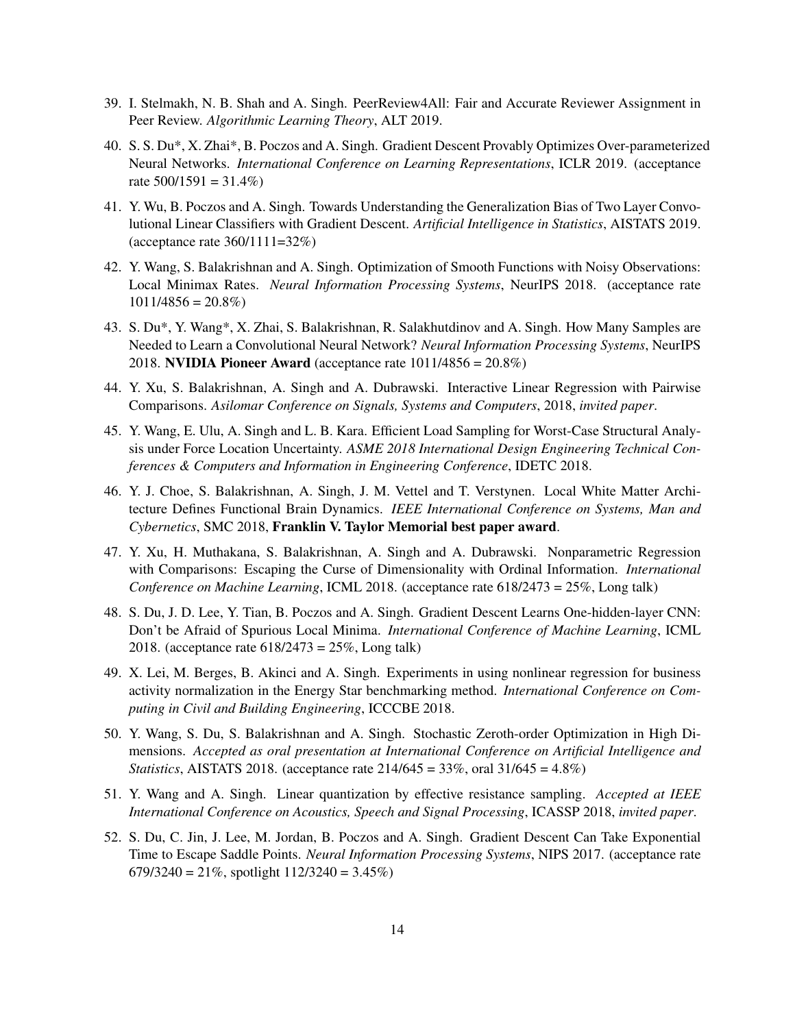39. I. Stelmakh, N. B. Shah and A. Singh. PeerReview4All: Fair and Accurate Reviewer Assignment in Peer Review. *Algorithmic Learning Theory*, ALT 2019.

40. S. S. Du*, X. Zhai*, B. Poczos and A. Singh. Gradient Descent Provably Optimizes Over-parameterized Neural Networks. *International Conference on Learning Representations*, ICLR 2019. (acceptance rate 500/1591 = 31.4%)

41. Y. Wu, B. Poczos and A. Singh. Towards Understanding the Generalization Bias of Two Layer Convolutional Linear Classifiers with Gradient Descent. *Artificial Intelligence in Statistics*, AISTATS 2019. (acceptance rate 360/1111=32%)

42. Y. Wang, S. Balakrishnan and A. Singh. Optimization of Smooth Functions with Noisy Observations: Local Minimax Rates. *Neural Information Processing Systems*, NeurIPS 2018. (acceptance rate 1011/4856 = 20.8%)

43. S. Du*, Y. Wang*, X. Zhai, S. Balakrishnan, R. Salakhutdinov and A. Singh. How Many Samples are Needed to Learn a Convolutional Neural Network? *Neural Information Processing Systems*, NeurIPS 2018. **NVIDIA Pioneer Award** (acceptance rate 1011/4856 = 20.8%)

44. Y. Xu, S. Balakrishnan, A. Singh and A. Dubrawski. Interactive Linear Regression with Pairwise Comparisons. *Asilomar Conference on Signals, Systems and Computers*, 2018, *invited paper*.

45. Y. Wang, E. Ulu, A. Singh and L. B. Kara. Efficient Load Sampling for Worst-Case Structural Analysis under Force Location Uncertainty. *ASME 2018 International Design Engineering Technical Conferences & Computers and Information in Engineering Conference*, IDETC 2018.

46. Y. J. Choe, S. Balakrishnan, A. Singh, J. M. Vettel and T. Verstynen. Local White Matter Architecture Defines Functional Brain Dynamics. *IEEE International Conference on Systems, Man and Cybernetics*, SMC 2018, **Franklin V. Taylor Memorial best paper award**.

47. Y. Xu, H. Muthakana, S. Balakrishnan, A. Singh and A. Dubrawski. Nonparametric Regression with Comparisons: Escaping the Curse of Dimensionality with Ordinal Information. *International Conference on Machine Learning*, ICML 2018. (acceptance rate 618/2473 = 25%, Long talk)

48. S. Du, J. D. Lee, Y. Tian, B. Poczos and A. Singh. Gradient Descent Learns One-hidden-layer CNN: Don't be Afraid of Spurious Local Minima. *International Conference of Machine Learning*, ICML 2018. (acceptance rate 618/2473 = 25%, Long talk)

49. X. Lei, M. Berges, B. Akinci and A. Singh. Experiments in using nonlinear regression for business activity normalization in the Energy Star benchmarking method. *International Conference on Computing in Civil and Building Engineering*, ICCCBE 2018.

50. Y. Wang, S. Du, S. Balakrishnan and A. Singh. Stochastic Zeroth-order Optimization in High Dimensions. *Accepted as oral presentation at International Conference on Artificial Intelligence and Statistics*, AISTATS 2018. (acceptance rate 214/645 = 33%, oral 31/645 = 4.8%)

51. Y. Wang and A. Singh. Linear quantization by effective resistance sampling. *Accepted at IEEE International Conference on Acoustics, Speech and Signal Processing*, ICASSP 2018, *invited paper*.

52. S. Du, C. Jin, J. Lee, M. Jordan, B. Poczos and A. Singh. Gradient Descent Can Take Exponential Time to Escape Saddle Points. *Neural Information Processing Systems*, NIPS 2017. (acceptance rate 679/3240 = 21%, spotlight 112/3240 = 3.45%)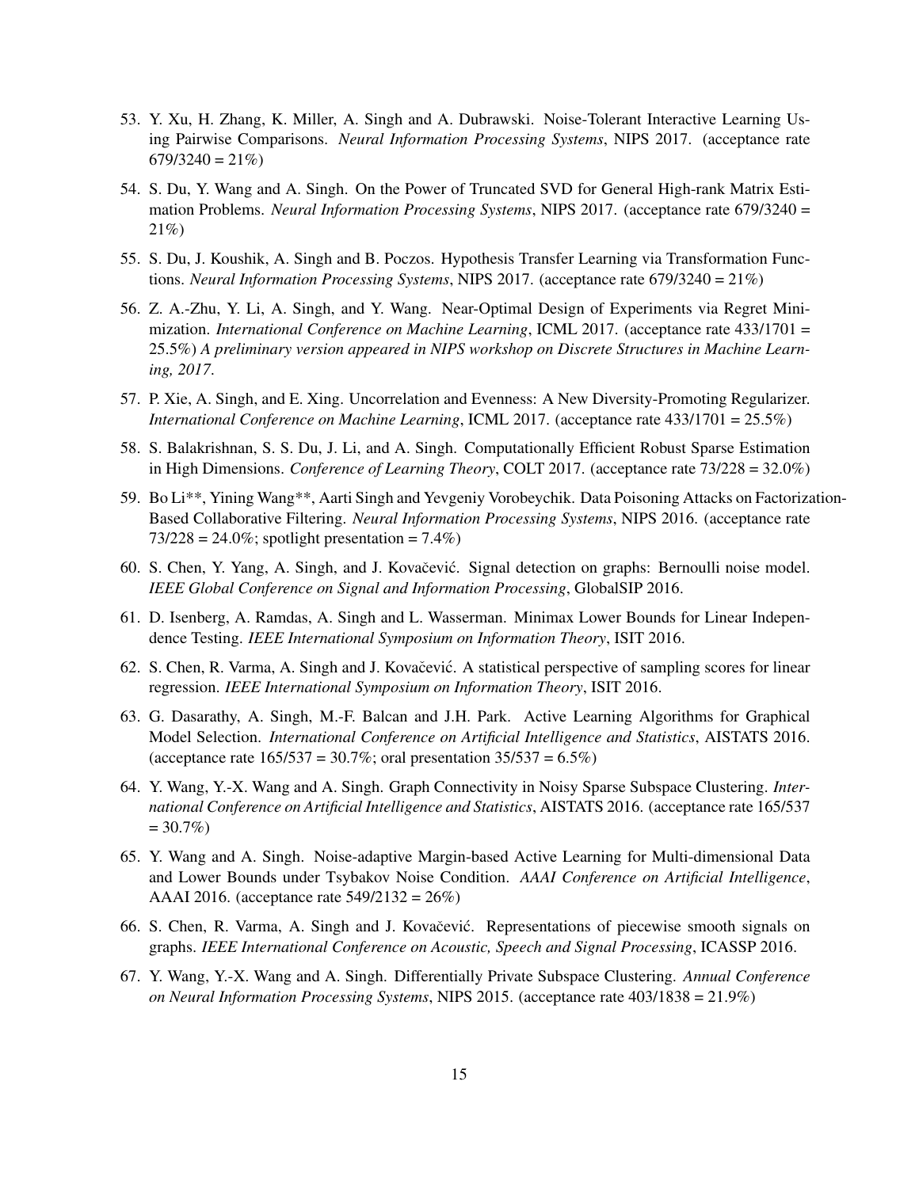53. Y. Xu, H. Zhang, K. Miller, A. Singh and A. Dubrawski. Noise-Tolerant Interactive Learning Using Pairwise Comparisons. *Neural Information Processing Systems*, NIPS 2017. (acceptance rate 679/3240 = 21%)

54. S. Du, Y. Wang and A. Singh. On the Power of Truncated SVD for General High-rank Matrix Estimation Problems. *Neural Information Processing Systems*, NIPS 2017. (acceptance rate 679/3240 = 21%)

55. S. Du, J. Koushik, A. Singh and B. Poczos. Hypothesis Transfer Learning via Transformation Functions. *Neural Information Processing Systems*, NIPS 2017. (acceptance rate 679/3240 = 21%)

56. Z. A.-Zhu, Y. Li, A. Singh, and Y. Wang. Near-Optimal Design of Experiments via Regret Minimization. *International Conference on Machine Learning*, ICML 2017. (acceptance rate 433/1701 = 25.5%) *A preliminary version appeared in NIPS workshop on Discrete Structures in Machine Learning, 2017.*

57. P. Xie, A. Singh, and E. Xing. Uncorrelation and Evenness: A New Diversity-Promoting Regularizer. *International Conference on Machine Learning*, ICML 2017. (acceptance rate 433/1701 = 25.5%)

58. S. Balakrishnan, S. S. Du, J. Li, and A. Singh. Computationally Efficient Robust Sparse Estimation in High Dimensions. *Conference of Learning Theory*, COLT 2017. (acceptance rate 73/228 = 32.0%)

59. Bo Li**, Yining Wang**, Aarti Singh and Yevgeniy Vorobeychik. Data Poisoning Attacks on Factorization-Based Collaborative Filtering. *Neural Information Processing Systems*, NIPS 2016. (acceptance rate 73/228 = 24.0%; spotlight presentation = 7.4%)

60. S. Chen, Y. Yang, A. Singh, and J. Kovačević. Signal detection on graphs: Bernoulli noise model. *IEEE Global Conference on Signal and Information Processing*, GlobalSIP 2016.

61. D. Isenberg, A. Ramdas, A. Singh and L. Wasserman. Minimax Lower Bounds for Linear Independence Testing. *IEEE International Symposium on Information Theory*, ISIT 2016.

62. S. Chen, R. Varma, A. Singh and J. Kovačević. A statistical perspective of sampling scores for linear regression. *IEEE International Symposium on Information Theory*, ISIT 2016.

63. G. Dasarathy, A. Singh, M.-F. Balcan and J.H. Park. Active Learning Algorithms for Graphical Model Selection. *International Conference on Artificial Intelligence and Statistics*, AISTATS 2016. (acceptance rate 165/537 = 30.7%; oral presentation 35/537 = 6.5%)

64. Y. Wang, Y.-X. Wang and A. Singh. Graph Connectivity in Noisy Sparse Subspace Clustering. *International Conference on Artificial Intelligence and Statistics*, AISTATS 2016. (acceptance rate 165/537 = 30.7%)

65. Y. Wang and A. Singh. Noise-adaptive Margin-based Active Learning for Multi-dimensional Data and Lower Bounds under Tsybakov Noise Condition. *AAAI Conference on Artificial Intelligence*, AAAI 2016. (acceptance rate 549/2132 = 26%)

66. S. Chen, R. Varma, A. Singh and J. Kovačević. Representations of piecewise smooth signals on graphs. *IEEE International Conference on Acoustic, Speech and Signal Processing*, ICASSP 2016.

67. Y. Wang, Y.-X. Wang and A. Singh. Differentially Private Subspace Clustering. *Annual Conference on Neural Information Processing Systems*, NIPS 2015. (acceptance rate 403/1838 = 21.9%)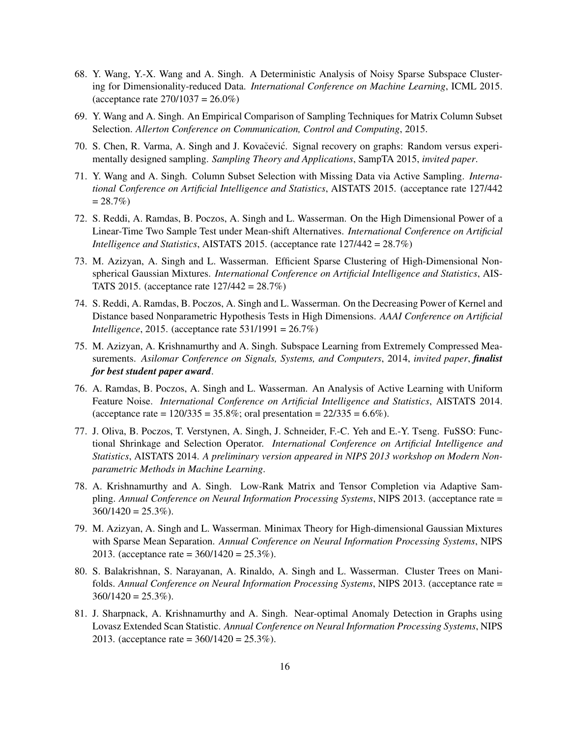68. Y. Wang, Y.-X. Wang and A. Singh. A Deterministic Analysis of Noisy Sparse Subspace Clustering for Dimensionality-reduced Data. *International Conference on Machine Learning*, ICML 2015. (acceptance rate 270/1037 = 26.0%)

69. Y. Wang and A. Singh. An Empirical Comparison of Sampling Techniques for Matrix Column Subset Selection. *Allerton Conference on Communication, Control and Computing*, 2015.

70. S. Chen, R. Varma, A. Singh and J. Kovačević. Signal recovery on graphs: Random versus experimentally designed sampling. *Sampling Theory and Applications*, SampTA 2015, *invited paper*.

71. Y. Wang and A. Singh. Column Subset Selection with Missing Data via Active Sampling. *International Conference on Artificial Intelligence and Statistics*, AISTATS 2015. (acceptance rate 127/442 = 28.7%)

72. S. Reddi, A. Ramdas, B. Poczos, A. Singh and L. Wasserman. On the High Dimensional Power of a Linear-Time Two Sample Test under Mean-shift Alternatives. *International Conference on Artificial Intelligence and Statistics*, AISTATS 2015. (acceptance rate 127/442 = 28.7%)

73. M. Azizyan, A. Singh and L. Wasserman. Efficient Sparse Clustering of High-Dimensional Non-spherical Gaussian Mixtures. *International Conference on Artificial Intelligence and Statistics*, AISTATS 2015. (acceptance rate 127/442 = 28.7%)

74. S. Reddi, A. Ramdas, B. Poczos, A. Singh and L. Wasserman. On the Decreasing Power of Kernel and Distance based Nonparametric Hypothesis Tests in High Dimensions. *AAAI Conference on Artificial Intelligence*, 2015. (acceptance rate 531/1991 = 26.7%)

75. M. Azizyan, A. Krishnamurthy and A. Singh. Subspace Learning from Extremely Compressed Measurements. *Asilomar Conference on Signals, Systems, and Computers*, 2014, *invited paper*, ***finalist for best student paper award***.

76. A. Ramdas, B. Poczos, A. Singh and L. Wasserman. An Analysis of Active Learning with Uniform Feature Noise. *International Conference on Artificial Intelligence and Statistics*, AISTATS 2014. (acceptance rate = 120/335 = 35.8%; oral presentation = 22/335 = 6.6%).

77. J. Oliva, B. Poczos, T. Verstynen, A. Singh, J. Schneider, F.-C. Yeh and E.-Y. Tseng. FuSSO: Functional Shrinkage and Selection Operator. *International Conference on Artificial Intelligence and Statistics*, AISTATS 2014. *A preliminary version appeared in NIPS 2013 workshop on Modern Nonparametric Methods in Machine Learning*.

78. A. Krishnamurthy and A. Singh. Low-Rank Matrix and Tensor Completion via Adaptive Sampling. *Annual Conference on Neural Information Processing Systems*, NIPS 2013. (acceptance rate = 360/1420 = 25.3%).

79. M. Azizyan, A. Singh and L. Wasserman. Minimax Theory for High-dimensional Gaussian Mixtures with Sparse Mean Separation. *Annual Conference on Neural Information Processing Systems*, NIPS 2013. (acceptance rate = 360/1420 = 25.3%).

80. S. Balakrishnan, S. Narayanan, A. Rinaldo, A. Singh and L. Wasserman. Cluster Trees on Manifolds. *Annual Conference on Neural Information Processing Systems*, NIPS 2013. (acceptance rate = 360/1420 = 25.3%).

81. J. Sharpnack, A. Krishnamurthy and A. Singh. Near-optimal Anomaly Detection in Graphs using Lovasz Extended Scan Statistic. *Annual Conference on Neural Information Processing Systems*, NIPS 2013. (acceptance rate = 360/1420 = 25.3%).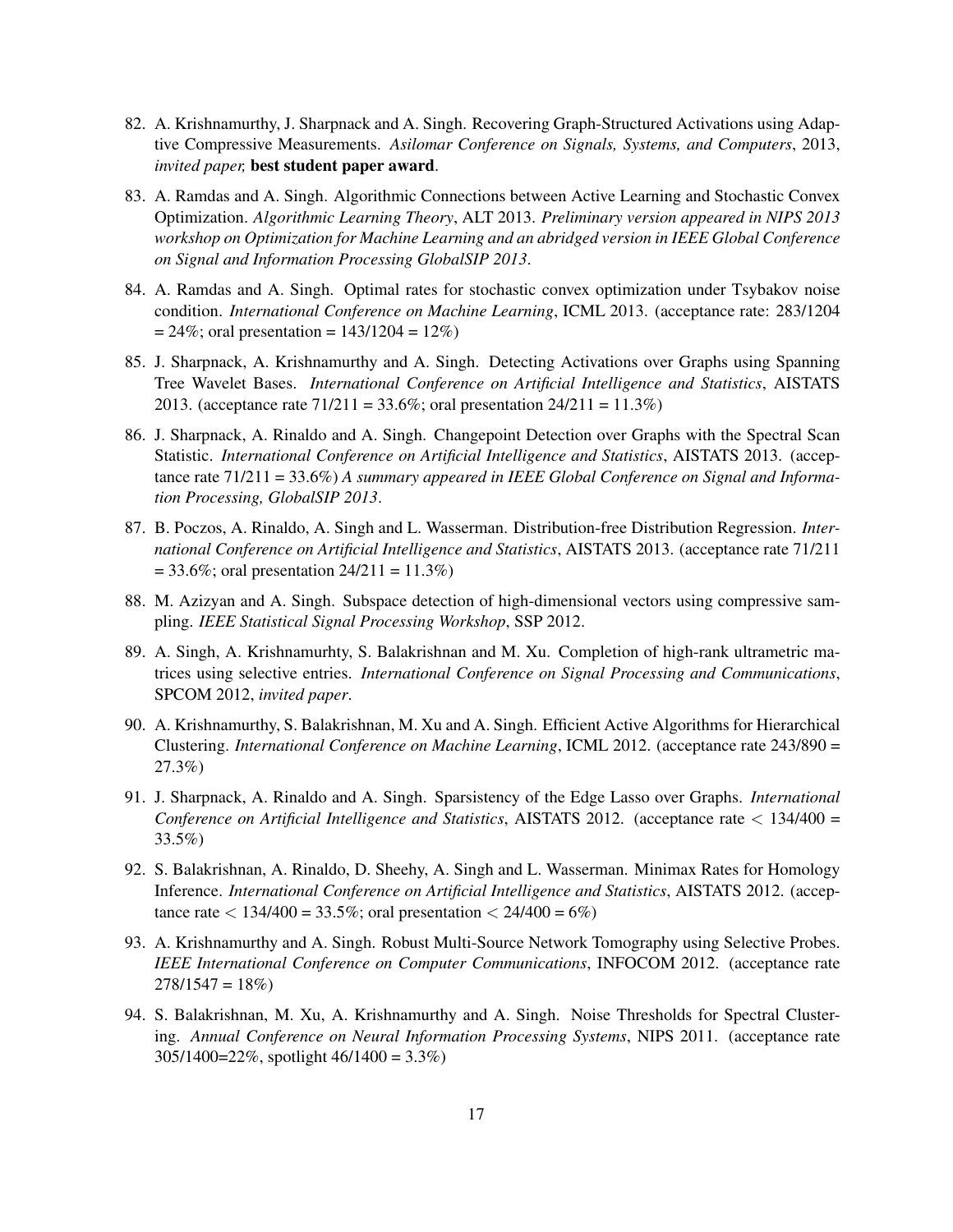82. A. Krishnamurthy, J. Sharpnack and A. Singh. Recovering Graph-Structured Activations using Adaptive Compressive Measurements. *Asilomar Conference on Signals, Systems, and Computers*, 2013, *invited paper,* **best student paper award**.

83. A. Ramdas and A. Singh. Algorithmic Connections between Active Learning and Stochastic Convex Optimization. *Algorithmic Learning Theory*, ALT 2013. *Preliminary version appeared in NIPS 2013 workshop on Optimization for Machine Learning and an abridged version in IEEE Global Conference on Signal and Information Processing GlobalSIP 2013*.

84. A. Ramdas and A. Singh. Optimal rates for stochastic convex optimization under Tsybakov noise condition. *International Conference on Machine Learning*, ICML 2013. (acceptance rate: 283/1204 = 24%; oral presentation = 143/1204 = 12%)

85. J. Sharpnack, A. Krishnamurthy and A. Singh. Detecting Activations over Graphs using Spanning Tree Wavelet Bases. *International Conference on Artificial Intelligence and Statistics*, AISTATS 2013. (acceptance rate 71/211 = 33.6%; oral presentation 24/211 = 11.3%)

86. J. Sharpnack, A. Rinaldo and A. Singh. Changepoint Detection over Graphs with the Spectral Scan Statistic. *International Conference on Artificial Intelligence and Statistics*, AISTATS 2013. (acceptance rate 71/211 = 33.6%) *A summary appeared in IEEE Global Conference on Signal and Information Processing, GlobalSIP 2013*.

87. B. Poczos, A. Rinaldo, A. Singh and L. Wasserman. Distribution-free Distribution Regression. *International Conference on Artificial Intelligence and Statistics*, AISTATS 2013. (acceptance rate 71/211 = 33.6%; oral presentation 24/211 = 11.3%)

88. M. Azizyan and A. Singh. Subspace detection of high-dimensional vectors using compressive sampling. *IEEE Statistical Signal Processing Workshop*, SSP 2012.

89. A. Singh, A. Krishnamurhty, S. Balakrishnan and M. Xu. Completion of high-rank ultrametric matrices using selective entries. *International Conference on Signal Processing and Communications*, SPCOM 2012, *invited paper*.

90. A. Krishnamurthy, S. Balakrishnan, M. Xu and A. Singh. Efficient Active Algorithms for Hierarchical Clustering. *International Conference on Machine Learning*, ICML 2012. (acceptance rate 243/890 = 27.3%)

91. J. Sharpnack, A. Rinaldo and A. Singh. Sparsistency of the Edge Lasso over Graphs. *International Conference on Artificial Intelligence and Statistics*, AISTATS 2012. (acceptance rate < 134/400 = 33.5%)

92. S. Balakrishnan, A. Rinaldo, D. Sheehy, A. Singh and L. Wasserman. Minimax Rates for Homology Inference. *International Conference on Artificial Intelligence and Statistics*, AISTATS 2012. (acceptance rate < 134/400 = 33.5%; oral presentation < 24/400 = 6%)

93. A. Krishnamurthy and A. Singh. Robust Multi-Source Network Tomography using Selective Probes. *IEEE International Conference on Computer Communications*, INFOCOM 2012. (acceptance rate 278/1547 = 18%)

94. S. Balakrishnan, M. Xu, A. Krishnamurthy and A. Singh. Noise Thresholds for Spectral Clustering. *Annual Conference on Neural Information Processing Systems*, NIPS 2011. (acceptance rate 305/1400=22%, spotlight 46/1400 = 3.3%)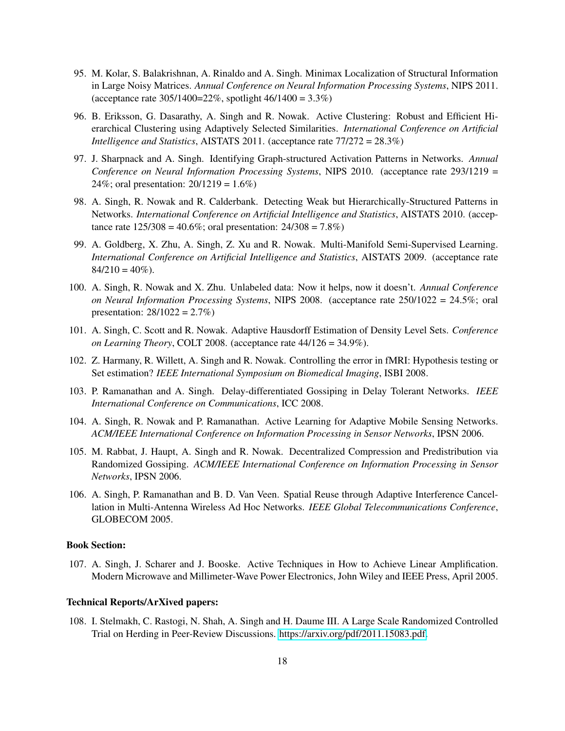95. M. Kolar, S. Balakrishnan, A. Rinaldo and A. Singh. Minimax Localization of Structural Information in Large Noisy Matrices. *Annual Conference on Neural Information Processing Systems*, NIPS 2011. (acceptance rate 305/1400=22%, spotlight 46/1400 = 3.3%)

96. B. Eriksson, G. Dasarathy, A. Singh and R. Nowak. Active Clustering: Robust and Efficient Hierarchical Clustering using Adaptively Selected Similarities. *International Conference on Artificial Intelligence and Statistics*, AISTATS 2011. (acceptance rate 77/272 = 28.3%)

97. J. Sharpnack and A. Singh. Identifying Graph-structured Activation Patterns in Networks. *Annual Conference on Neural Information Processing Systems*, NIPS 2010. (acceptance rate 293/1219 = 24%; oral presentation: 20/1219 = 1.6%)

98. A. Singh, R. Nowak and R. Calderbank. Detecting Weak but Hierarchically-Structured Patterns in Networks. *International Conference on Artificial Intelligence and Statistics*, AISTATS 2010. (acceptance rate 125/308 = 40.6%; oral presentation: 24/308 = 7.8%)

99. A. Goldberg, X. Zhu, A. Singh, Z. Xu and R. Nowak. Multi-Manifold Semi-Supervised Learning. *International Conference on Artificial Intelligence and Statistics*, AISTATS 2009. (acceptance rate 84/210 = 40%).

100. A. Singh, R. Nowak and X. Zhu. Unlabeled data: Now it helps, now it doesn't. *Annual Conference on Neural Information Processing Systems*, NIPS 2008. (acceptance rate 250/1022 = 24.5%; oral presentation: 28/1022 = 2.7%)

101. A. Singh, C. Scott and R. Nowak. Adaptive Hausdorff Estimation of Density Level Sets. *Conference on Learning Theory*, COLT 2008. (acceptance rate 44/126 = 34.9%).

102. Z. Harmany, R. Willett, A. Singh and R. Nowak. Controlling the error in fMRI: Hypothesis testing or Set estimation? *IEEE International Symposium on Biomedical Imaging*, ISBI 2008.

103. P. Ramanathan and A. Singh. Delay-differentiated Gossiping in Delay Tolerant Networks. *IEEE International Conference on Communications*, ICC 2008.

104. A. Singh, R. Nowak and P. Ramanathan. Active Learning for Adaptive Mobile Sensing Networks. *ACM/IEEE International Conference on Information Processing in Sensor Networks*, IPSN 2006.

105. M. Rabbat, J. Haupt, A. Singh and R. Nowak. Decentralized Compression and Predistribution via Randomized Gossiping. *ACM/IEEE International Conference on Information Processing in Sensor Networks*, IPSN 2006.

106. A. Singh, P. Ramanathan and B. D. Van Veen. Spatial Reuse through Adaptive Interference Cancellation in Multi-Antenna Wireless Ad Hoc Networks. *IEEE Global Telecommunications Conference*, GLOBECOM 2005.

**Book Section:**

107. A. Singh, J. Scharer and J. Booske. Active Techniques in How to Achieve Linear Amplification. Modern Microwave and Millimeter-Wave Power Electronics, John Wiley and IEEE Press, April 2005.

**Technical Reports/ArXived papers:**

108. I. Stelmakh, C. Rastogi, N. Shah, A. Singh and H. Daume III. A Large Scale Randomized Controlled Trial on Herding in Peer-Review Discussions. https://arxiv.org/pdf/2011.15083.pdf.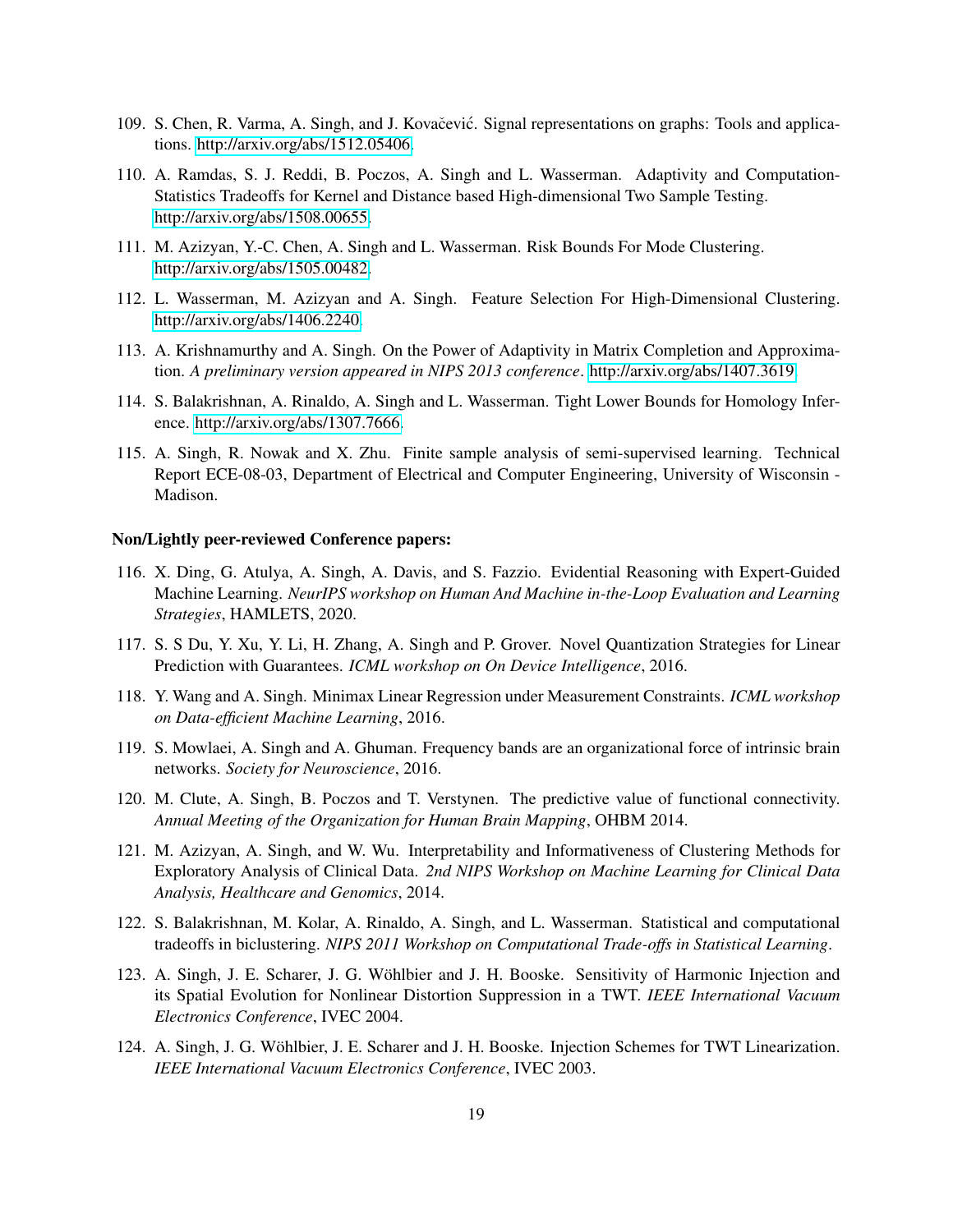109. S. Chen, R. Varma, A. Singh, and J. Kovačević. Signal representations on graphs: Tools and applications. http://arxiv.org/abs/1512.05406.

110. A. Ramdas, S. J. Reddi, B. Poczos, A. Singh and L. Wasserman. Adaptivity and Computation-Statistics Tradeoffs for Kernel and Distance based High-dimensional Two Sample Testing. http://arxiv.org/abs/1508.00655.

111. M. Azizyan, Y.-C. Chen, A. Singh and L. Wasserman. Risk Bounds For Mode Clustering. http://arxiv.org/abs/1505.00482.

112. L. Wasserman, M. Azizyan and A. Singh. Feature Selection For High-Dimensional Clustering. http://arxiv.org/abs/1406.2240.

113. A. Krishnamurthy and A. Singh. On the Power of Adaptivity in Matrix Completion and Approximation. *A preliminary version appeared in NIPS 2013 conference*. http://arxiv.org/abs/1407.3619.

114. S. Balakrishnan, A. Rinaldo, A. Singh and L. Wasserman. Tight Lower Bounds for Homology Inference. http://arxiv.org/abs/1307.7666.

115. A. Singh, R. Nowak and X. Zhu. Finite sample analysis of semi-supervised learning. Technical Report ECE-08-03, Department of Electrical and Computer Engineering, University of Wisconsin - Madison.

**Non/Lightly peer-reviewed Conference papers:**

116. X. Ding, G. Atulya, A. Singh, A. Davis, and S. Fazzio. Evidential Reasoning with Expert-Guided Machine Learning. *NeurIPS workshop on Human And Machine in-the-Loop Evaluation and Learning Strategies*, HAMLETS, 2020.

117. S. S Du, Y. Xu, Y. Li, H. Zhang, A. Singh and P. Grover. Novel Quantization Strategies for Linear Prediction with Guarantees. *ICML workshop on On Device Intelligence*, 2016.

118. Y. Wang and A. Singh. Minimax Linear Regression under Measurement Constraints. *ICML workshop on Data-efficient Machine Learning*, 2016.

119. S. Mowlaei, A. Singh and A. Ghuman. Frequency bands are an organizational force of intrinsic brain networks. *Society for Neuroscience*, 2016.

120. M. Clute, A. Singh, B. Poczos and T. Verstynen. The predictive value of functional connectivity. *Annual Meeting of the Organization for Human Brain Mapping*, OHBM 2014.

121. M. Azizyan, A. Singh, and W. Wu. Interpretability and Informativeness of Clustering Methods for Exploratory Analysis of Clinical Data. *2nd NIPS Workshop on Machine Learning for Clinical Data Analysis, Healthcare and Genomics*, 2014.

122. S. Balakrishnan, M. Kolar, A. Rinaldo, A. Singh, and L. Wasserman. Statistical and computational tradeoffs in biclustering. *NIPS 2011 Workshop on Computational Trade-offs in Statistical Learning*.

123. A. Singh, J. E. Scharer, J. G. Wöhlbier and J. H. Booske. Sensitivity of Harmonic Injection and its Spatial Evolution for Nonlinear Distortion Suppression in a TWT. *IEEE International Vacuum Electronics Conference*, IVEC 2004.

124. A. Singh, J. G. Wöhlbier, J. E. Scharer and J. H. Booske. Injection Schemes for TWT Linearization. *IEEE International Vacuum Electronics Conference*, IVEC 2003.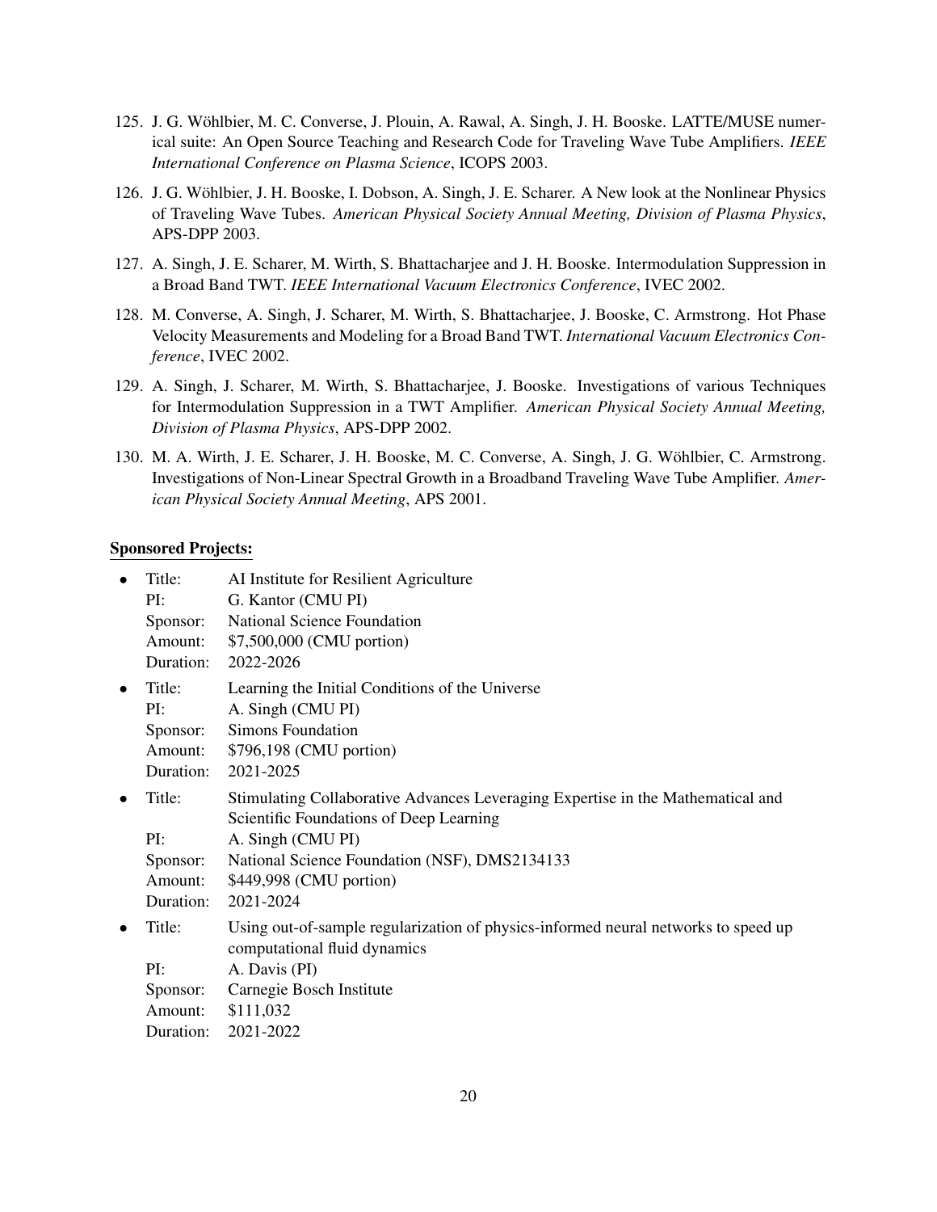125. J. G. Wöhlbier, M. C. Converse, J. Plouin, A. Rawal, A. Singh, J. H. Booske. LATTE/MUSE numerical suite: An Open Source Teaching and Research Code for Traveling Wave Tube Amplifiers. *IEEE International Conference on Plasma Science*, ICOPS 2003.

126. J. G. Wöhlbier, J. H. Booske, I. Dobson, A. Singh, J. E. Scharer. A New look at the Nonlinear Physics of Traveling Wave Tubes. *American Physical Society Annual Meeting, Division of Plasma Physics*, APS-DPP 2003.

127. A. Singh, J. E. Scharer, M. Wirth, S. Bhattacharjee and J. H. Booske. Intermodulation Suppression in a Broad Band TWT. *IEEE International Vacuum Electronics Conference*, IVEC 2002.

128. M. Converse, A. Singh, J. Scharer, M. Wirth, S. Bhattacharjee, J. Booske, C. Armstrong. Hot Phase Velocity Measurements and Modeling for a Broad Band TWT. *International Vacuum Electronics Conference*, IVEC 2002.

129. A. Singh, J. Scharer, M. Wirth, S. Bhattacharjee, J. Booske. Investigations of various Techniques for Intermodulation Suppression in a TWT Amplifier. *American Physical Society Annual Meeting, Division of Plasma Physics*, APS-DPP 2002.

130. M. A. Wirth, J. E. Scharer, J. H. Booske, M. C. Converse, A. Singh, J. G. Wöhlbier, C. Armstrong. Investigations of Non-Linear Spectral Growth in a Broadband Traveling Wave Tube Amplifier. *American Physical Society Annual Meeting*, APS 2001.

**Sponsored Projects:**

- Title: AI Institute for Resilient Agriculture
  PI: G. Kantor (CMU PI)
  Sponsor: National Science Foundation
  Amount: $7,500,000 (CMU portion)
  Duration: 2022-2026

- Title: Learning the Initial Conditions of the Universe
  PI: A. Singh (CMU PI)
  Sponsor: Simons Foundation
  Amount: $796,198 (CMU portion)
  Duration: 2021-2025

- Title: Stimulating Collaborative Advances Leveraging Expertise in the Mathematical and Scientific Foundations of Deep Learning
  PI: A. Singh (CMU PI)
  Sponsor: National Science Foundation (NSF), DMS2134133
  Amount: $449,998 (CMU portion)
  Duration: 2021-2024

- Title: Using out-of-sample regularization of physics-informed neural networks to speed up computational fluid dynamics
  PI: A. Davis (PI)
  Sponsor: Carnegie Bosch Institute
  Amount: $111,032
  Duration: 2021-2022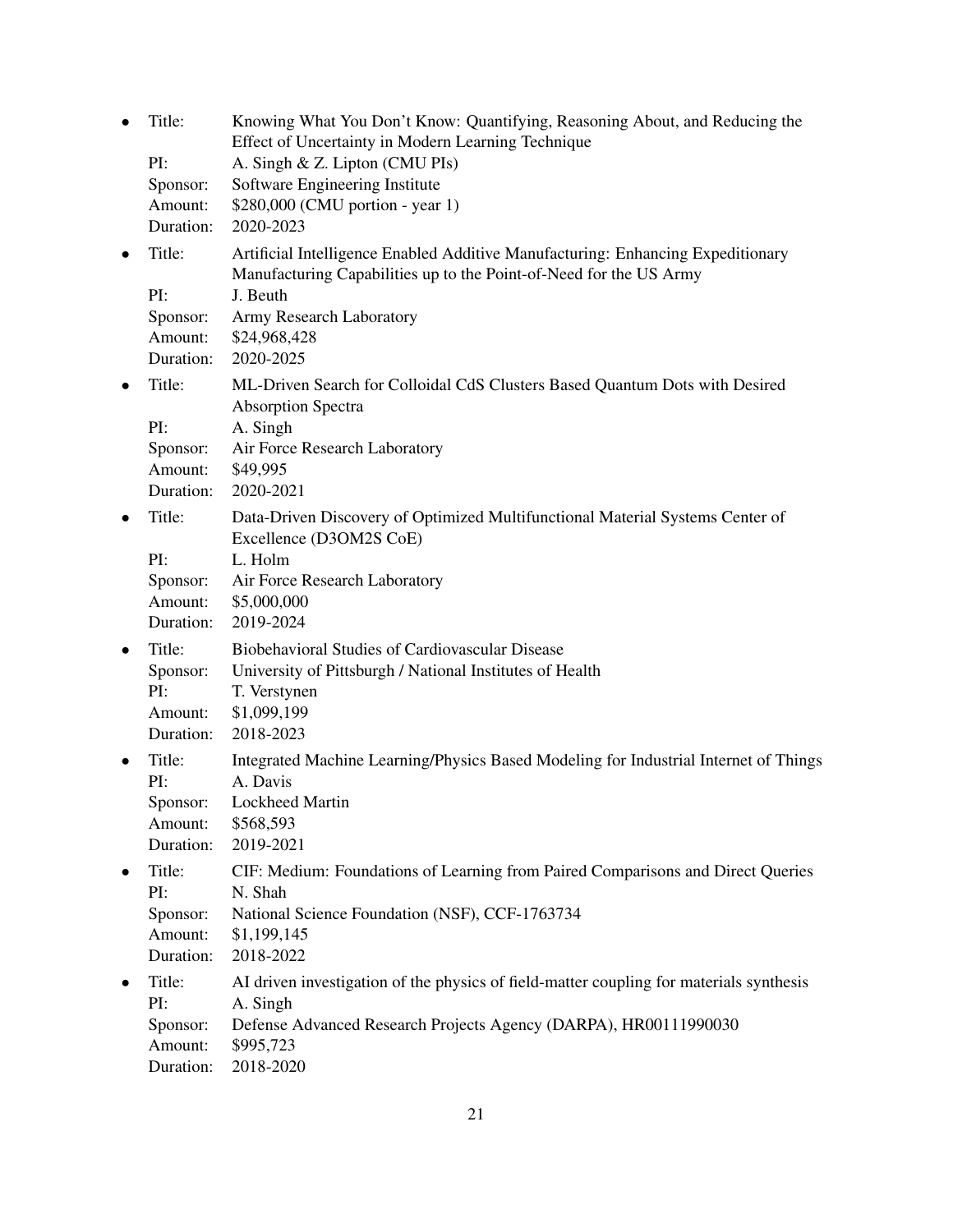- Title: Knowing What You Don't Know: Quantifying, Reasoning About, and Reducing the Effect of Uncertainty in Modern Learning Technique
  PI: A. Singh & Z. Lipton (CMU PIs)
  Sponsor: Software Engineering Institute
  Amount: $280,000 (CMU portion - year 1)
  Duration: 2020-2023
- Title: Artificial Intelligence Enabled Additive Manufacturing: Enhancing Expeditionary Manufacturing Capabilities up to the Point-of-Need for the US Army
  PI: J. Beuth
  Sponsor: Army Research Laboratory
  Amount: $24,968,428
  Duration: 2020-2025
- Title: ML-Driven Search for Colloidal CdS Clusters Based Quantum Dots with Desired Absorption Spectra
  PI: A. Singh
  Sponsor: Air Force Research Laboratory
  Amount: $49,995
  Duration: 2020-2021
- Title: Data-Driven Discovery of Optimized Multifunctional Material Systems Center of Excellence (D3OM2S CoE)
  PI: L. Holm
  Sponsor: Air Force Research Laboratory
  Amount: $5,000,000
  Duration: 2019-2024
- Title: Biobehavioral Studies of Cardiovascular Disease
  Sponsor: University of Pittsburgh / National Institutes of Health
  PI: T. Verstynen
  Amount: $1,099,199
  Duration: 2018-2023
- Title: Integrated Machine Learning/Physics Based Modeling for Industrial Internet of Things
  PI: A. Davis
  Sponsor: Lockheed Martin
  Amount: $568,593
  Duration: 2019-2021
- Title: CIF: Medium: Foundations of Learning from Paired Comparisons and Direct Queries
  PI: N. Shah
  Sponsor: National Science Foundation (NSF), CCF-1763734
  Amount: $1,199,145
  Duration: 2018-2022
- Title: AI driven investigation of the physics of field-matter coupling for materials synthesis
  PI: A. Singh
  Sponsor: Defense Advanced Research Projects Agency (DARPA), HR00111990030
  Amount: $995,723
  Duration: 2018-2020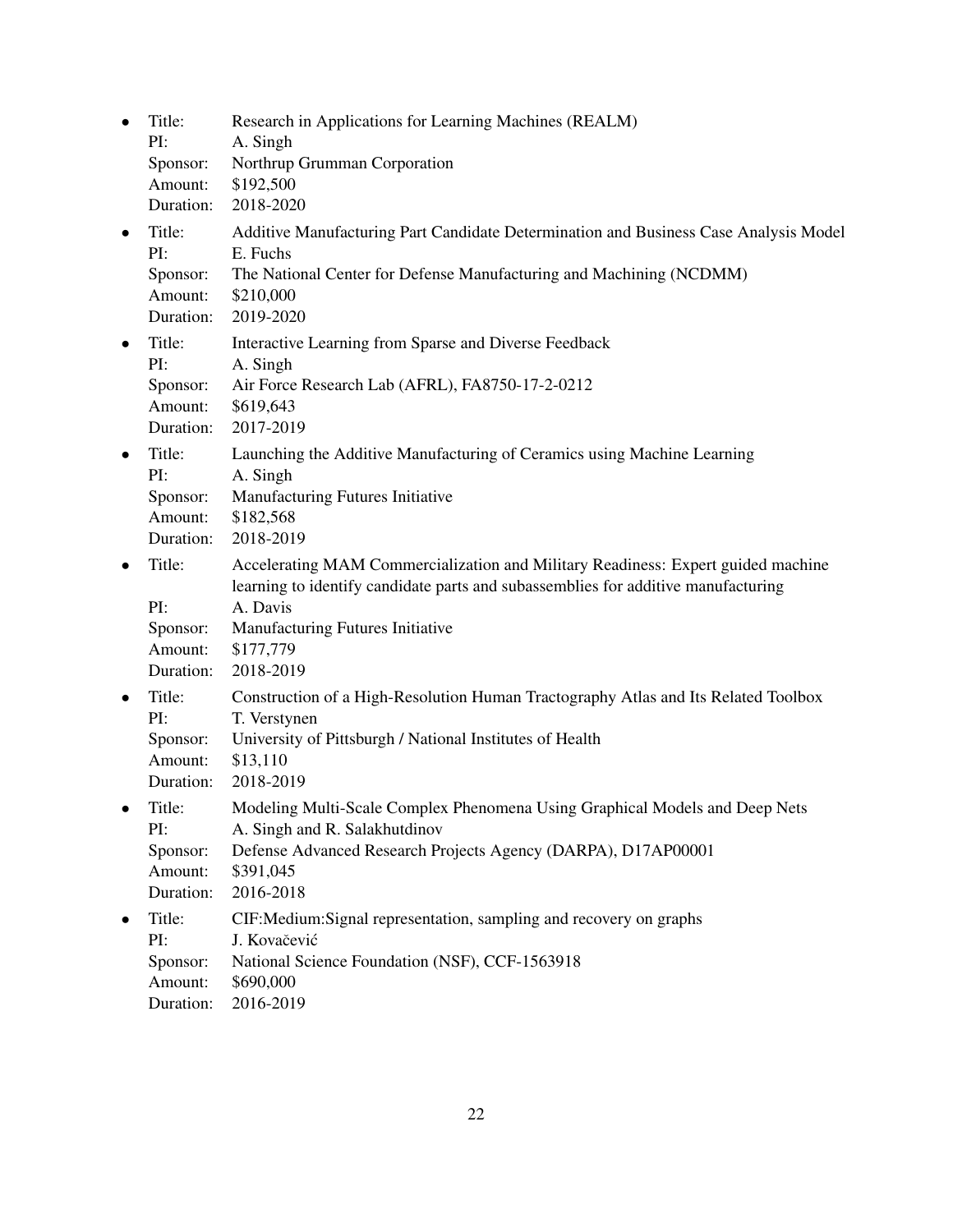- Title: Research in Applications for Learning Machines (REALM)
  PI: A. Singh
  Sponsor: Northrup Grumman Corporation
  Amount: \$192,500
  Duration: 2018-2020
- Title: Additive Manufacturing Part Candidate Determination and Business Case Analysis Model
  PI: E. Fuchs
  Sponsor: The National Center for Defense Manufacturing and Machining (NCDMM)
  Amount: \$210,000
  Duration: 2019-2020
- Title: Interactive Learning from Sparse and Diverse Feedback
  PI: A. Singh
  Sponsor: Air Force Research Lab (AFRL), FA8750-17-2-0212
  Amount: \$619,643
  Duration: 2017-2019
- Title: Launching the Additive Manufacturing of Ceramics using Machine Learning
  PI: A. Singh
  Sponsor: Manufacturing Futures Initiative
  Amount: \$182,568
  Duration: 2018-2019
- Title: Accelerating MAM Commercialization and Military Readiness: Expert guided machine learning to identify candidate parts and subassemblies for additive manufacturing
  PI: A. Davis
  Sponsor: Manufacturing Futures Initiative
  Amount: \$177,779
  Duration: 2018-2019
- Title: Construction of a High-Resolution Human Tractography Atlas and Its Related Toolbox
  PI: T. Verstynen
  Sponsor: University of Pittsburgh / National Institutes of Health
  Amount: \$13,110
  Duration: 2018-2019
- Title: Modeling Multi-Scale Complex Phenomena Using Graphical Models and Deep Nets
  PI: A. Singh and R. Salakhutdinov
  Sponsor: Defense Advanced Research Projects Agency (DARPA), D17AP00001
  Amount: \$391,045
  Duration: 2016-2018
- Title: CIF:Medium:Signal representation, sampling and recovery on graphs
  PI: J. Kovačević
  Sponsor: National Science Foundation (NSF), CCF-1563918
  Amount: \$690,000
  Duration: 2016-2019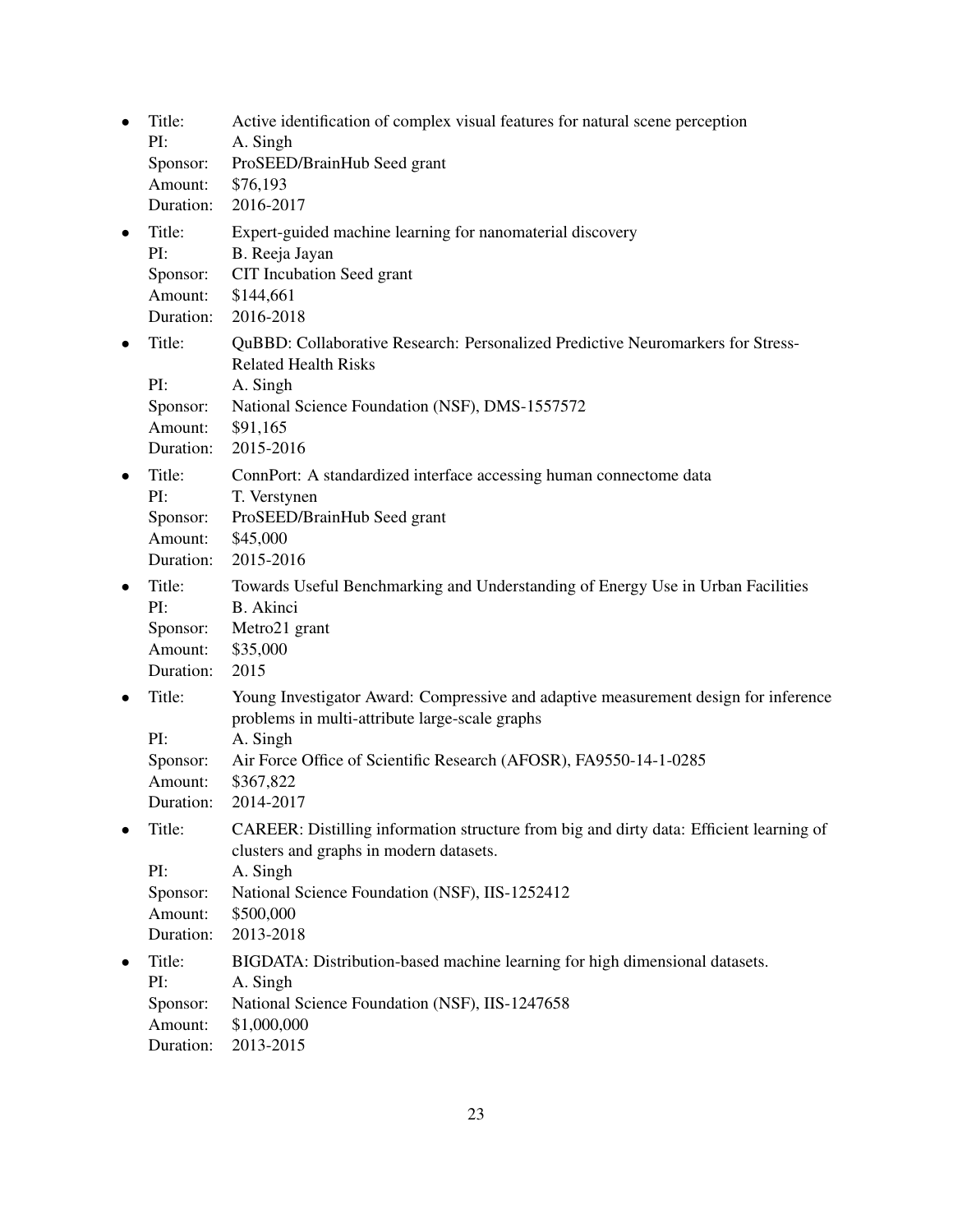- Title: Active identification of complex visual features for natural scene perception
  PI: A. Singh
  Sponsor: ProSEED/BrainHub Seed grant
  Amount: $76,193
  Duration: 2016-2017
- Title: Expert-guided machine learning for nanomaterial discovery
  PI: B. Reeja Jayan
  Sponsor: CIT Incubation Seed grant
  Amount: $144,661
  Duration: 2016-2018
- Title: QuBBD: Collaborative Research: Personalized Predictive Neuromarkers for Stress-Related Health Risks
  PI: A. Singh
  Sponsor: National Science Foundation (NSF), DMS-1557572
  Amount: $91,165
  Duration: 2015-2016
- Title: ConnPort: A standardized interface accessing human connectome data
  PI: T. Verstynen
  Sponsor: ProSEED/BrainHub Seed grant
  Amount: $45,000
  Duration: 2015-2016
- Title: Towards Useful Benchmarking and Understanding of Energy Use in Urban Facilities
  PI: B. Akinci
  Sponsor: Metro21 grant
  Amount: $35,000
  Duration: 2015
- Title: Young Investigator Award: Compressive and adaptive measurement design for inference problems in multi-attribute large-scale graphs
  PI: A. Singh
  Sponsor: Air Force Office of Scientific Research (AFOSR), FA9550-14-1-0285
  Amount: $367,822
  Duration: 2014-2017
- Title: CAREER: Distilling information structure from big and dirty data: Efficient learning of clusters and graphs in modern datasets.
  PI: A. Singh
  Sponsor: National Science Foundation (NSF), IIS-1252412
  Amount: $500,000
  Duration: 2013-2018
- Title: BIGDATA: Distribution-based machine learning for high dimensional datasets.
  PI: A. Singh
  Sponsor: National Science Foundation (NSF), IIS-1247658
  Amount: $1,000,000
  Duration: 2013-2015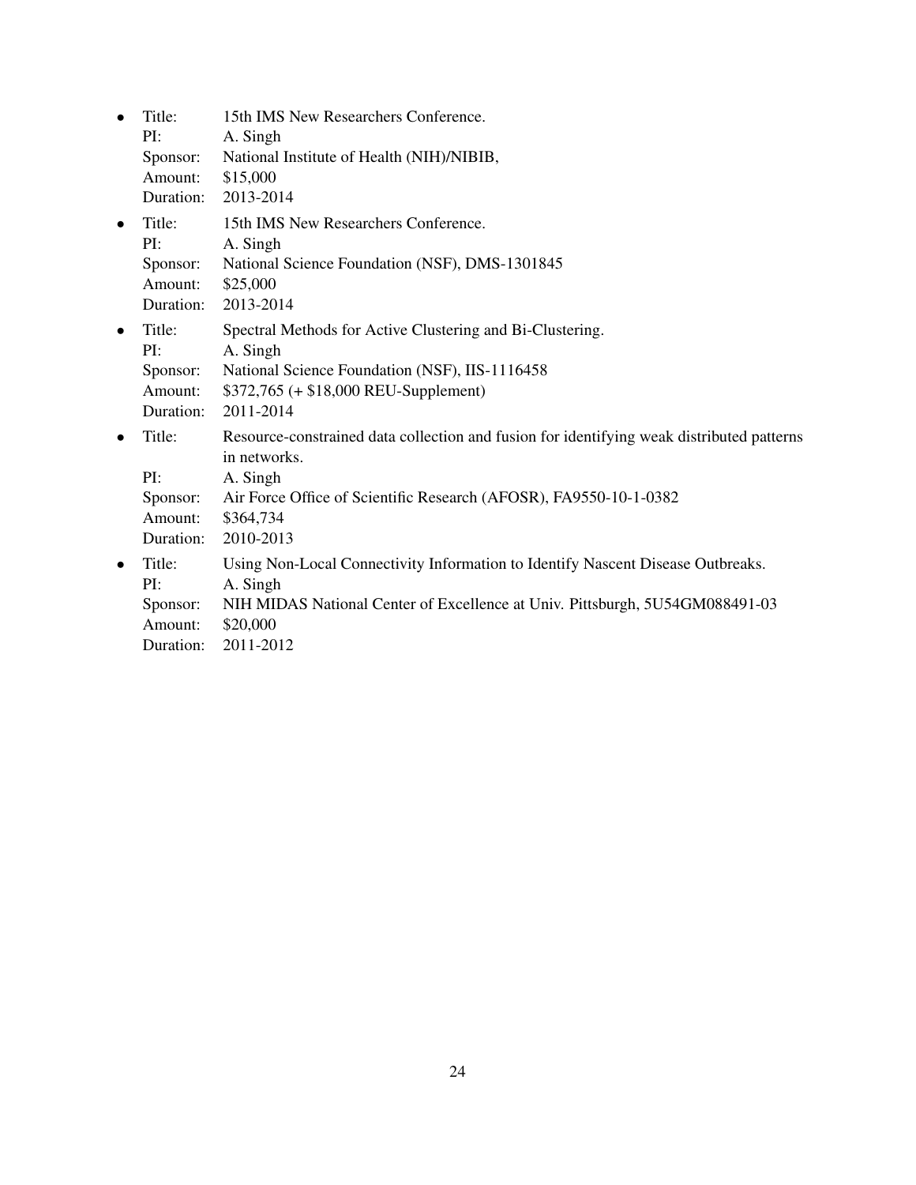- Title: 15th IMS New Researchers Conference.
  PI: A. Singh
  Sponsor: National Institute of Health (NIH)/NIBIB,
  Amount: $15,000
  Duration: 2013-2014
- Title: 15th IMS New Researchers Conference.
  PI: A. Singh
  Sponsor: National Science Foundation (NSF), DMS-1301845
  Amount: $25,000
  Duration: 2013-2014
- Title: Spectral Methods for Active Clustering and Bi-Clustering.
  PI: A. Singh
  Sponsor: National Science Foundation (NSF), IIS-1116458
  Amount: $372,765 (+ $18,000 REU-Supplement)
  Duration: 2011-2014
- Title: Resource-constrained data collection and fusion for identifying weak distributed patterns in networks.
  PI: A. Singh
  Sponsor: Air Force Office of Scientific Research (AFOSR), FA9550-10-1-0382
  Amount: $364,734
  Duration: 2010-2013
- Title: Using Non-Local Connectivity Information to Identify Nascent Disease Outbreaks.
  PI: A. Singh
  Sponsor: NIH MIDAS National Center of Excellence at Univ. Pittsburgh, 5U54GM088491-03
  Amount: $20,000
  Duration: 2011-2012